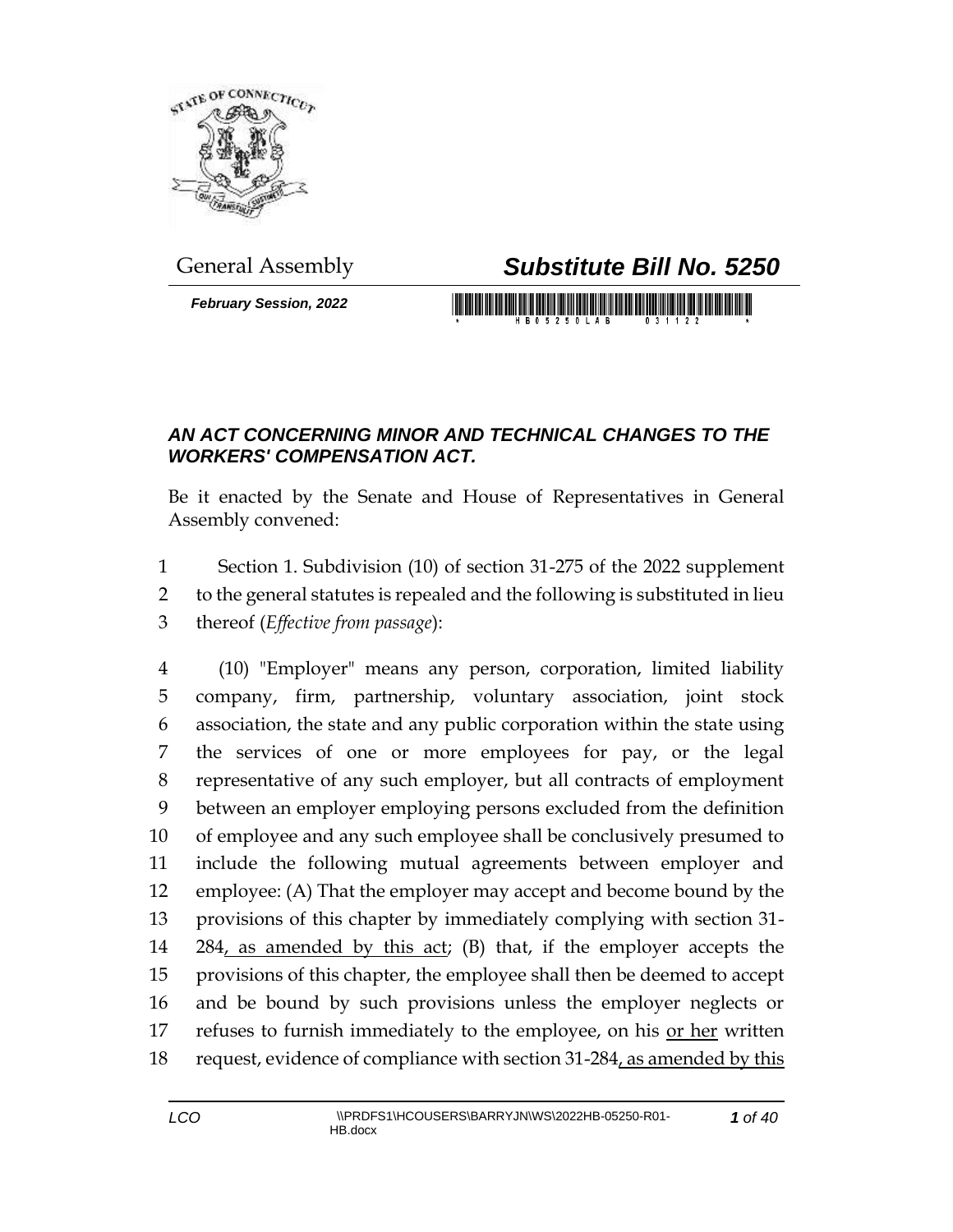General Assembly

# *Substitute Bill No. 5250*

***February Session, 2022***

## *AN ACT CONCERNING MINOR AND TECHNICAL CHANGES TO THE WORKERS' COMPENSATION ACT.*

Be it enacted by the Senate and House of Representatives in General Assembly convened:

1 Section 1. Subdivision (10) of section 31-275 of the 2022 supplement
2 to the general statutes is repealed and the following is substituted in lieu
3 thereof (*Effective from passage*):

4 (10) "Employer" means any person, corporation, limited liability
5 company, firm, partnership, voluntary association, joint stock
6 association, the state and any public corporation within the state using
7 the services of one or more employees for pay, or the legal
8 representative of any such employer, but all contracts of employment
9 between an employer employing persons excluded from the definition
10 of employee and any such employee shall be conclusively presumed to
11 include the following mutual agreements between employer and
12 employee: (A) That the employer may accept and become bound by the
13 provisions of this chapter by immediately complying with section 31-
14 284, as amended by this act; (B) that, if the employer accepts the
15 provisions of this chapter, the employee shall then be deemed to accept
16 and be bound by such provisions unless the employer neglects or
17 refuses to furnish immediately to the employee, on his or her written
18 request, evidence of compliance with section 31-284, as amended by this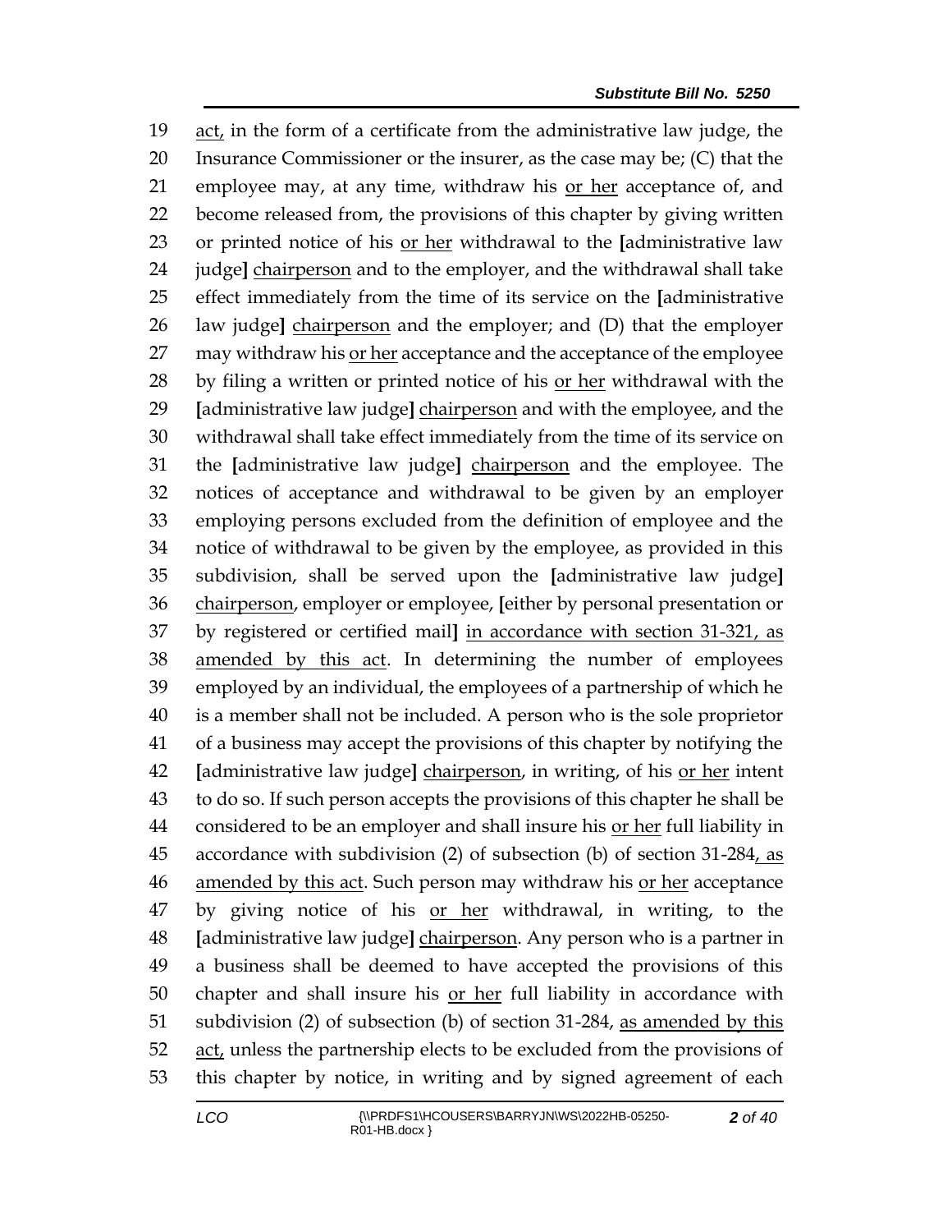19 act, in the form of a certificate from the administrative law judge, the
20 Insurance Commissioner or the insurer, as the case may be; (C) that the
21 employee may, at any time, withdraw his or her acceptance of, and
22 become released from, the provisions of this chapter by giving written
23 or printed notice of his or her withdrawal to the [administrative law
24 judge] chairperson and to the employer, and the withdrawal shall take
25 effect immediately from the time of its service on the [administrative
26 law judge] chairperson and the employer; and (D) that the employer
27 may withdraw his or her acceptance and the acceptance of the employee
28 by filing a written or printed notice of his or her withdrawal with the
29 [administrative law judge] chairperson and with the employee, and the
30 withdrawal shall take effect immediately from the time of its service on
31 the [administrative law judge] chairperson and the employee. The
32 notices of acceptance and withdrawal to be given by an employer
33 employing persons excluded from the definition of employee and the
34 notice of withdrawal to be given by the employee, as provided in this
35 subdivision, shall be served upon the [administrative law judge]
36 chairperson, employer or employee, [either by personal presentation or
37 by registered or certified mail] in accordance with section 31-321, as
38 amended by this act. In determining the number of employees
39 employed by an individual, the employees of a partnership of which he
40 is a member shall not be included. A person who is the sole proprietor
41 of a business may accept the provisions of this chapter by notifying the
42 [administrative law judge] chairperson, in writing, of his or her intent
43 to do so. If such person accepts the provisions of this chapter he shall be
44 considered to be an employer and shall insure his or her full liability in
45 accordance with subdivision (2) of subsection (b) of section 31-284, as
46 amended by this act. Such person may withdraw his or her acceptance
47 by giving notice of his or her withdrawal, in writing, to the
48 [administrative law judge] chairperson. Any person who is a partner in
49 a business shall be deemed to have accepted the provisions of this
50 chapter and shall insure his or her full liability in accordance with
51 subdivision (2) of subsection (b) of section 31-284, as amended by this
52 act, unless the partnership elects to be excluded from the provisions of
53 this chapter by notice, in writing and by signed agreement of each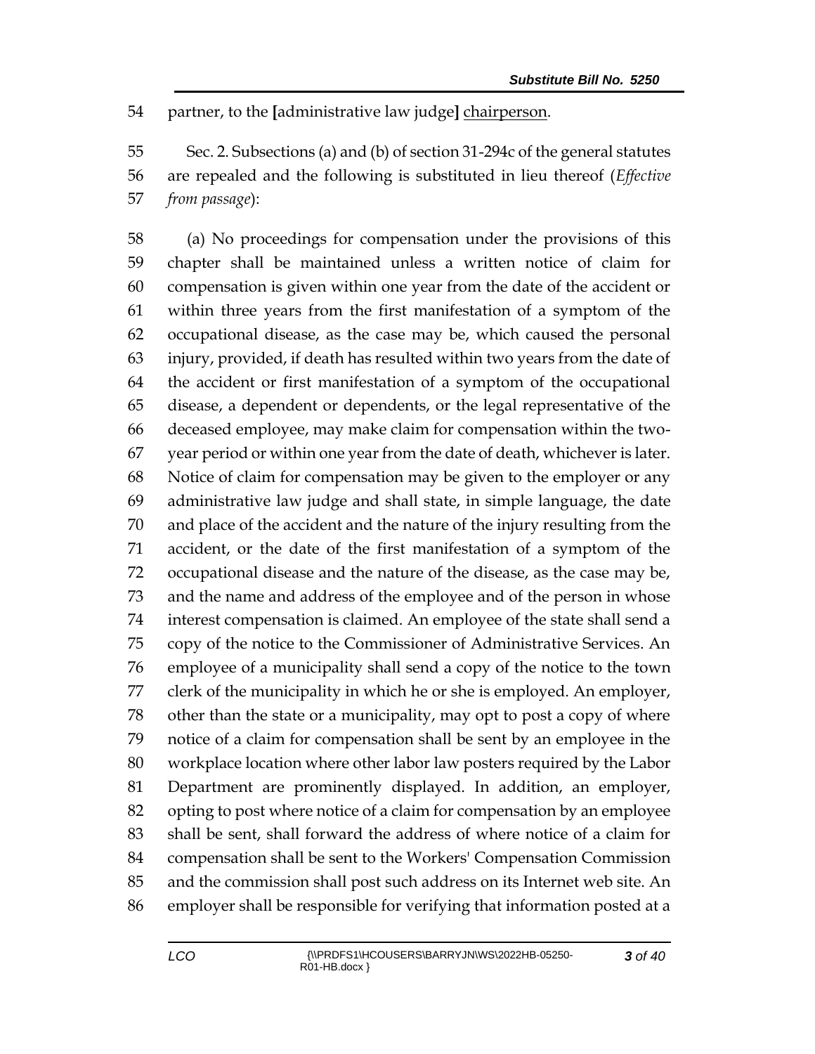partner, to the [administrative law judge] chairperson.

Sec. 2. Subsections (a) and (b) of section 31-294c of the general statutes are repealed and the following is substituted in lieu thereof (*Effective from passage*):

(a) No proceedings for compensation under the provisions of this chapter shall be maintained unless a written notice of claim for compensation is given within one year from the date of the accident or within three years from the first manifestation of a symptom of the occupational disease, as the case may be, which caused the personal injury, provided, if death has resulted within two years from the date of the accident or first manifestation of a symptom of the occupational disease, a dependent or dependents, or the legal representative of the deceased employee, may make claim for compensation within the two-year period or within one year from the date of death, whichever is later. Notice of claim for compensation may be given to the employer or any administrative law judge and shall state, in simple language, the date and place of the accident and the nature of the injury resulting from the accident, or the date of the first manifestation of a symptom of the occupational disease and the nature of the disease, as the case may be, and the name and address of the employee and of the person in whose interest compensation is claimed. An employee of the state shall send a copy of the notice to the Commissioner of Administrative Services. An employee of a municipality shall send a copy of the notice to the town clerk of the municipality in which he or she is employed. An employer, other than the state or a municipality, may opt to post a copy of where notice of a claim for compensation shall be sent by an employee in the workplace location where other labor law posters required by the Labor Department are prominently displayed. In addition, an employer, opting to post where notice of a claim for compensation by an employee shall be sent, shall forward the address of where notice of a claim for compensation shall be sent to the Workers' Compensation Commission and the commission shall post such address on its Internet web site. An employer shall be responsible for verifying that information posted at a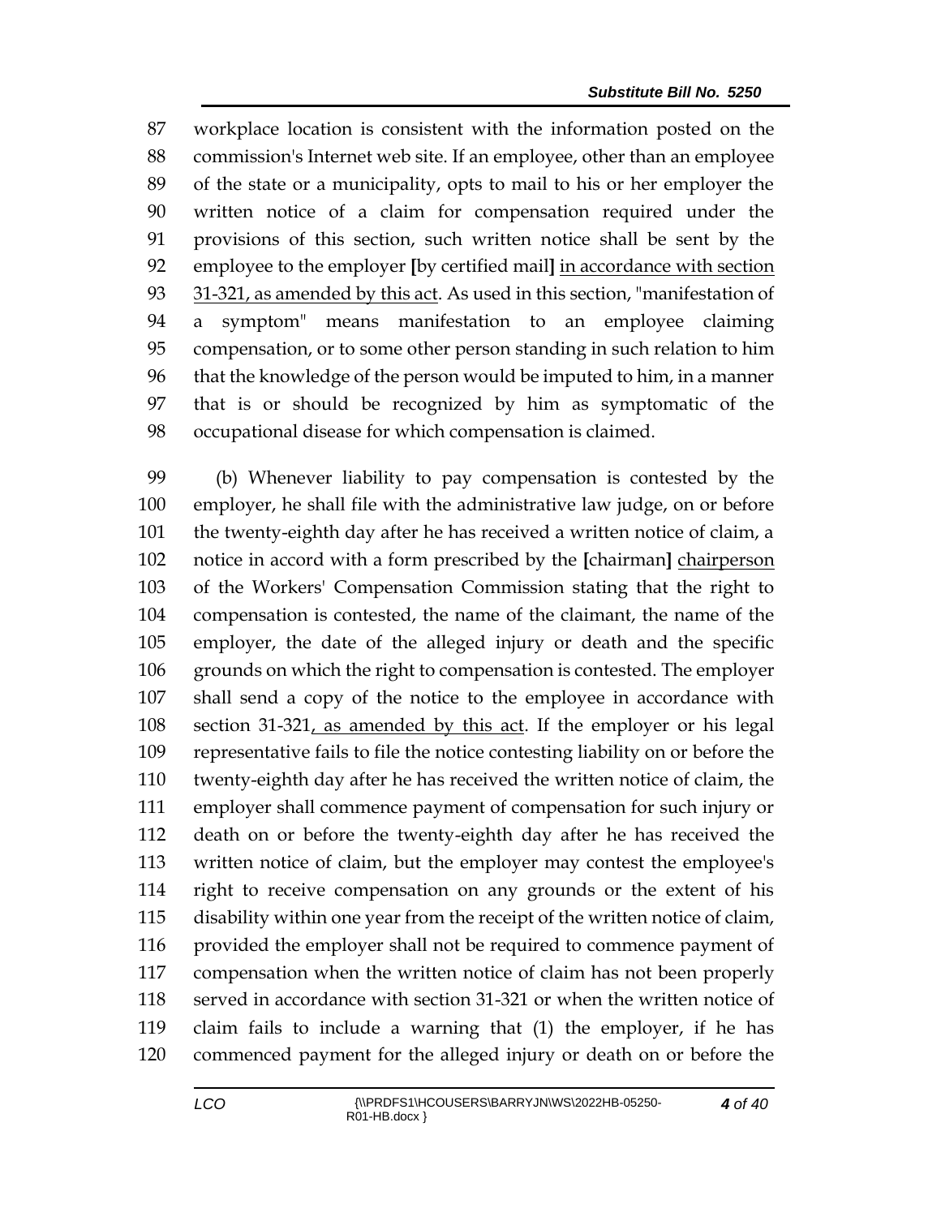87 workplace location is consistent with the information posted on the
88 commission's Internet web site. If an employee, other than an employee
89 of the state or a municipality, opts to mail to his or her employer the
90 written notice of a claim for compensation required under the
91 provisions of this section, such written notice shall be sent by the
92 employee to the employer [by certified mail] <u>in accordance with section</u>
93 <u>31-321, as amended by this act</u>. As used in this section, "manifestation of
94 a symptom" means manifestation to an employee claiming
95 compensation, or to some other person standing in such relation to him
96 that the knowledge of the person would be imputed to him, in a manner
97 that is or should be recognized by him as symptomatic of the
98 occupational disease for which compensation is claimed.

99 (b) Whenever liability to pay compensation is contested by the
100 employer, he shall file with the administrative law judge, on or before
101 the twenty-eighth day after he has received a written notice of claim, a
102 notice in accord with a form prescribed by the [chairman] <u>chairperson</u>
103 of the Workers' Compensation Commission stating that the right to
104 compensation is contested, the name of the claimant, the name of the
105 employer, the date of the alleged injury or death and the specific
106 grounds on which the right to compensation is contested. The employer
107 shall send a copy of the notice to the employee in accordance with
108 section 31-321<u>, as amended by this act</u>. If the employer or his legal
109 representative fails to file the notice contesting liability on or before the
110 twenty-eighth day after he has received the written notice of claim, the
111 employer shall commence payment of compensation for such injury or
112 death on or before the twenty-eighth day after he has received the
113 written notice of claim, but the employer may contest the employee's
114 right to receive compensation on any grounds or the extent of his
115 disability within one year from the receipt of the written notice of claim,
116 provided the employer shall not be required to commence payment of
117 compensation when the written notice of claim has not been properly
118 served in accordance with section 31-321 or when the written notice of
119 claim fails to include a warning that (1) the employer, if he has
120 commenced payment for the alleged injury or death on or before the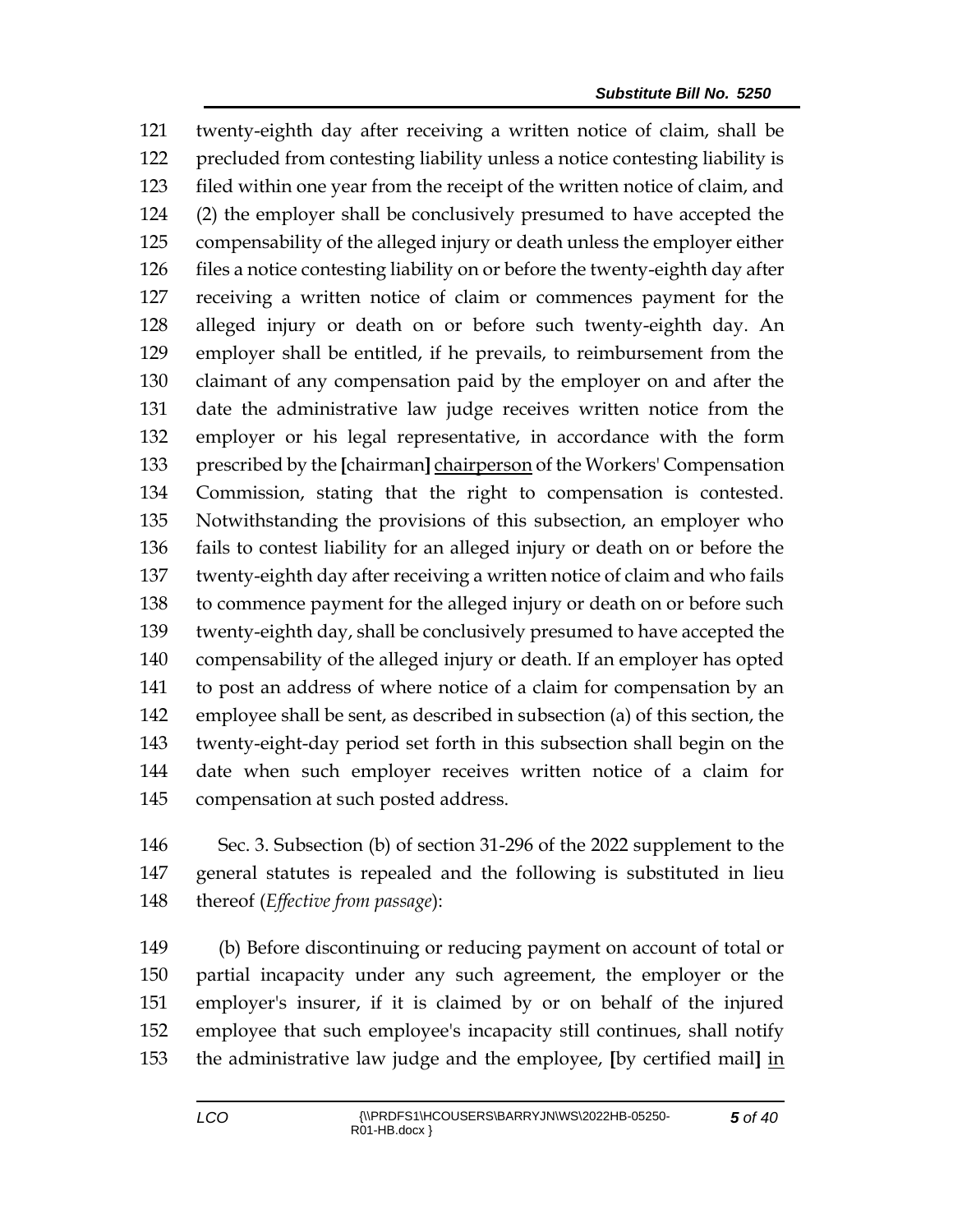twenty-eighth day after receiving a written notice of claim, shall be precluded from contesting liability unless a notice contesting liability is filed within one year from the receipt of the written notice of claim, and (2) the employer shall be conclusively presumed to have accepted the compensability of the alleged injury or death unless the employer either files a notice contesting liability on or before the twenty-eighth day after receiving a written notice of claim or commences payment for the alleged injury or death on or before such twenty-eighth day. An employer shall be entitled, if he prevails, to reimbursement from the claimant of any compensation paid by the employer on and after the date the administrative law judge receives written notice from the employer or his legal representative, in accordance with the form prescribed by the **[**chairman**]** chairperson of the Workers' Compensation Commission, stating that the right to compensation is contested. Notwithstanding the provisions of this subsection, an employer who fails to contest liability for an alleged injury or death on or before the twenty-eighth day after receiving a written notice of claim and who fails to commence payment for the alleged injury or death on or before such twenty-eighth day, shall be conclusively presumed to have accepted the compensability of the alleged injury or death. If an employer has opted to post an address of where notice of a claim for compensation by an employee shall be sent, as described in subsection (a) of this section, the twenty-eight-day period set forth in this subsection shall begin on the date when such employer receives written notice of a claim for compensation at such posted address.

Sec. 3. Subsection (b) of section 31-296 of the 2022 supplement to the general statutes is repealed and the following is substituted in lieu thereof (*Effective from passage*):

(b) Before discontinuing or reducing payment on account of total or partial incapacity under any such agreement, the employer or the employer's insurer, if it is claimed by or on behalf of the injured employee that such employee's incapacity still continues, shall notify the administrative law judge and the employee, **[**by certified mail**]** in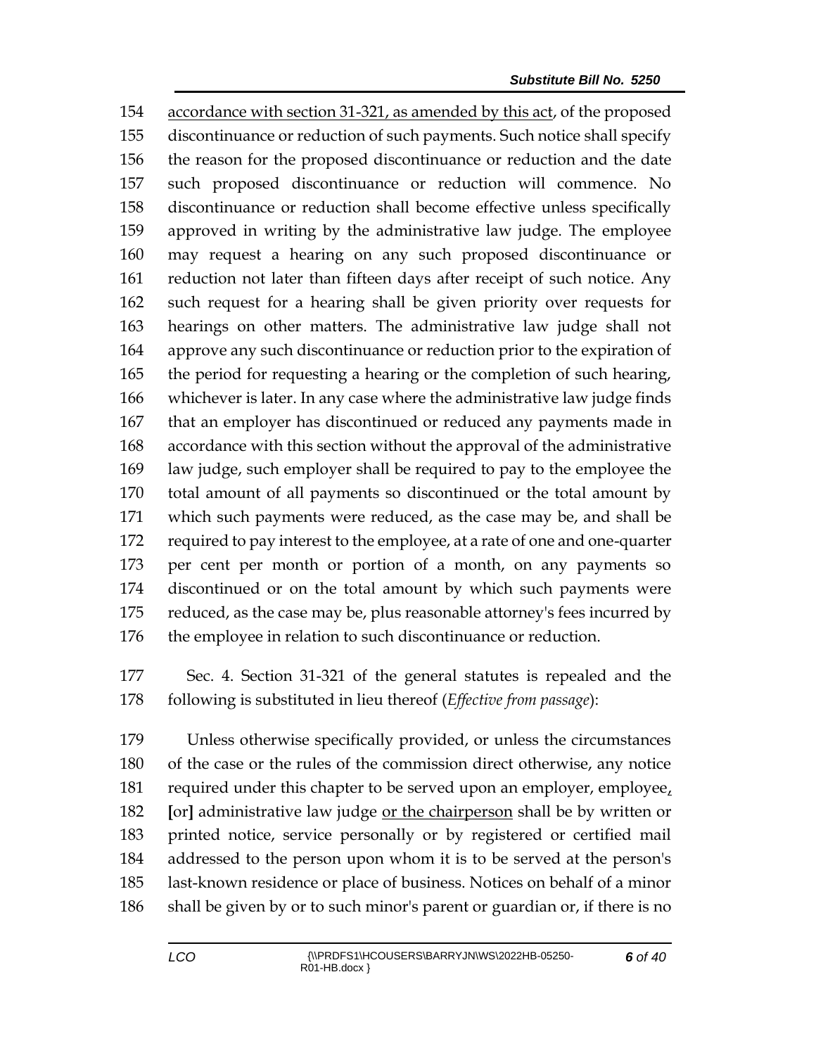154 accordance with section 31-321, as amended by this act, of the proposed
155 discontinuance or reduction of such payments. Such notice shall specify
156 the reason for the proposed discontinuance or reduction and the date
157 such proposed discontinuance or reduction will commence. No
158 discontinuance or reduction shall become effective unless specifically
159 approved in writing by the administrative law judge. The employee
160 may request a hearing on any such proposed discontinuance or
161 reduction not later than fifteen days after receipt of such notice. Any
162 such request for a hearing shall be given priority over requests for
163 hearings on other matters. The administrative law judge shall not
164 approve any such discontinuance or reduction prior to the expiration of
165 the period for requesting a hearing or the completion of such hearing,
166 whichever is later. In any case where the administrative law judge finds
167 that an employer has discontinued or reduced any payments made in
168 accordance with this section without the approval of the administrative
169 law judge, such employer shall be required to pay to the employee the
170 total amount of all payments so discontinued or the total amount by
171 which such payments were reduced, as the case may be, and shall be
172 required to pay interest to the employee, at a rate of one and one-quarter
173 per cent per month or portion of a month, on any payments so
174 discontinued or on the total amount by which such payments were
175 reduced, as the case may be, plus reasonable attorney's fees incurred by
176 the employee in relation to such discontinuance or reduction.

177 Sec. 4. Section 31-321 of the general statutes is repealed and the
178 following is substituted in lieu thereof (*Effective from passage*):

179 Unless otherwise specifically provided, or unless the circumstances
180 of the case or the rules of the commission direct otherwise, any notice
181 required under this chapter to be served upon an employer, employee,
182 [or] administrative law judge or the chairperson shall be by written or
183 printed notice, service personally or by registered or certified mail
184 addressed to the person upon whom it is to be served at the person's
185 last-known residence or place of business. Notices on behalf of a minor
186 shall be given by or to such minor's parent or guardian or, if there is no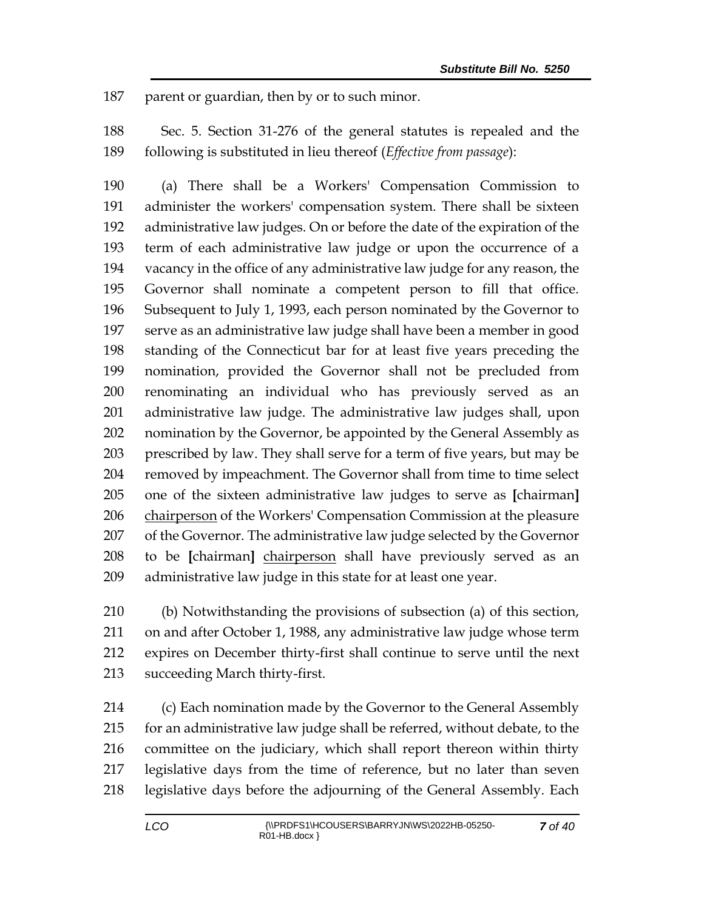parent or guardian, then by or to such minor.

Sec. 5. Section 31-276 of the general statutes is repealed and the following is substituted in lieu thereof (*Effective from passage*):

(a) There shall be a Workers' Compensation Commission to administer the workers' compensation system. There shall be sixteen administrative law judges. On or before the date of the expiration of the term of each administrative law judge or upon the occurrence of a vacancy in the office of any administrative law judge for any reason, the Governor shall nominate a competent person to fill that office. Subsequent to July 1, 1993, each person nominated by the Governor to serve as an administrative law judge shall have been a member in good standing of the Connecticut bar for at least five years preceding the nomination, provided the Governor shall not be precluded from renominating an individual who has previously served as an administrative law judge. The administrative law judges shall, upon nomination by the Governor, be appointed by the General Assembly as prescribed by law. They shall serve for a term of five years, but may be removed by impeachment. The Governor shall from time to time select one of the sixteen administrative law judges to serve as **[**chairman**]** <u>chairperson</u> of the Workers' Compensation Commission at the pleasure of the Governor. The administrative law judge selected by the Governor to be **[**chairman**]** <u>chairperson</u> shall have previously served as an administrative law judge in this state for at least one year.

(b) Notwithstanding the provisions of subsection (a) of this section, on and after October 1, 1988, any administrative law judge whose term expires on December thirty-first shall continue to serve until the next succeeding March thirty-first.

(c) Each nomination made by the Governor to the General Assembly for an administrative law judge shall be referred, without debate, to the committee on the judiciary, which shall report thereon within thirty legislative days from the time of reference, but no later than seven legislative days before the adjourning of the General Assembly. Each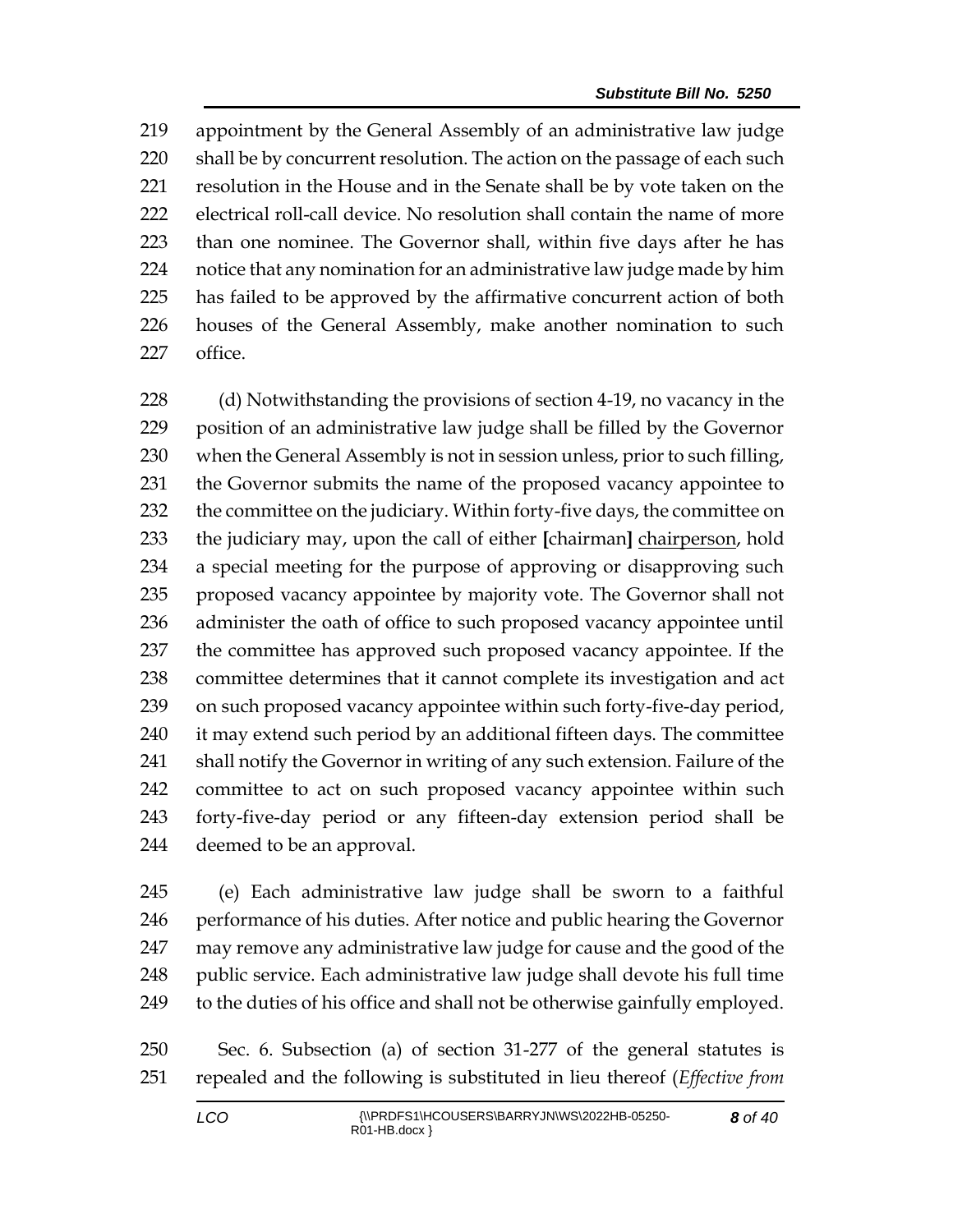appointment by the General Assembly of an administrative law judge shall be by concurrent resolution. The action on the passage of each such resolution in the House and in the Senate shall be by vote taken on the electrical roll-call device. No resolution shall contain the name of more than one nominee. The Governor shall, within five days after he has notice that any nomination for an administrative law judge made by him has failed to be approved by the affirmative concurrent action of both houses of the General Assembly, make another nomination to such office.

(d) Notwithstanding the provisions of section 4-19, no vacancy in the position of an administrative law judge shall be filled by the Governor when the General Assembly is not in session unless, prior to such filling, the Governor submits the name of the proposed vacancy appointee to the committee on the judiciary. Within forty-five days, the committee on the judiciary may, upon the call of either **[**chairman**]** <u>chairperson</u>, hold a special meeting for the purpose of approving or disapproving such proposed vacancy appointee by majority vote. The Governor shall not administer the oath of office to such proposed vacancy appointee until the committee has approved such proposed vacancy appointee. If the committee determines that it cannot complete its investigation and act on such proposed vacancy appointee within such forty-five-day period, it may extend such period by an additional fifteen days. The committee shall notify the Governor in writing of any such extension. Failure of the committee to act on such proposed vacancy appointee within such forty-five-day period or any fifteen-day extension period shall be deemed to be an approval.

(e) Each administrative law judge shall be sworn to a faithful performance of his duties. After notice and public hearing the Governor may remove any administrative law judge for cause and the good of the public service. Each administrative law judge shall devote his full time to the duties of his office and shall not be otherwise gainfully employed.

Sec. 6. Subsection (a) of section 31-277 of the general statutes is repealed and the following is substituted in lieu thereof (*Effective from*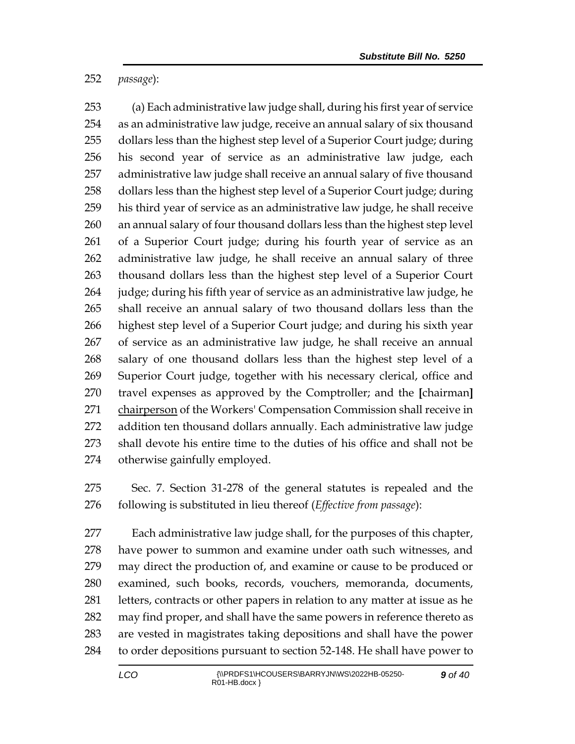*passage*):

(a) Each administrative law judge shall, during his first year of service as an administrative law judge, receive an annual salary of six thousand dollars less than the highest step level of a Superior Court judge; during his second year of service as an administrative law judge, each administrative law judge shall receive an annual salary of five thousand dollars less than the highest step level of a Superior Court judge; during his third year of service as an administrative law judge, he shall receive an annual salary of four thousand dollars less than the highest step level of a Superior Court judge; during his fourth year of service as an administrative law judge, he shall receive an annual salary of three thousand dollars less than the highest step level of a Superior Court judge; during his fifth year of service as an administrative law judge, he shall receive an annual salary of two thousand dollars less than the highest step level of a Superior Court judge; and during his sixth year of service as an administrative law judge, he shall receive an annual salary of one thousand dollars less than the highest step level of a Superior Court judge, together with his necessary clerical, office and travel expenses as approved by the Comptroller; and the **[**chairman**]** <u>chairperson</u> of the Workers' Compensation Commission shall receive in addition ten thousand dollars annually. Each administrative law judge shall devote his entire time to the duties of his office and shall not be otherwise gainfully employed.

Sec. 7. Section 31-278 of the general statutes is repealed and the following is substituted in lieu thereof (*Effective from passage*):

Each administrative law judge shall, for the purposes of this chapter, have power to summon and examine under oath such witnesses, and may direct the production of, and examine or cause to be produced or examined, such books, records, vouchers, memoranda, documents, letters, contracts or other papers in relation to any matter at issue as he may find proper, and shall have the same powers in reference thereto as are vested in magistrates taking depositions and shall have the power to order depositions pursuant to section 52-148. He shall have power to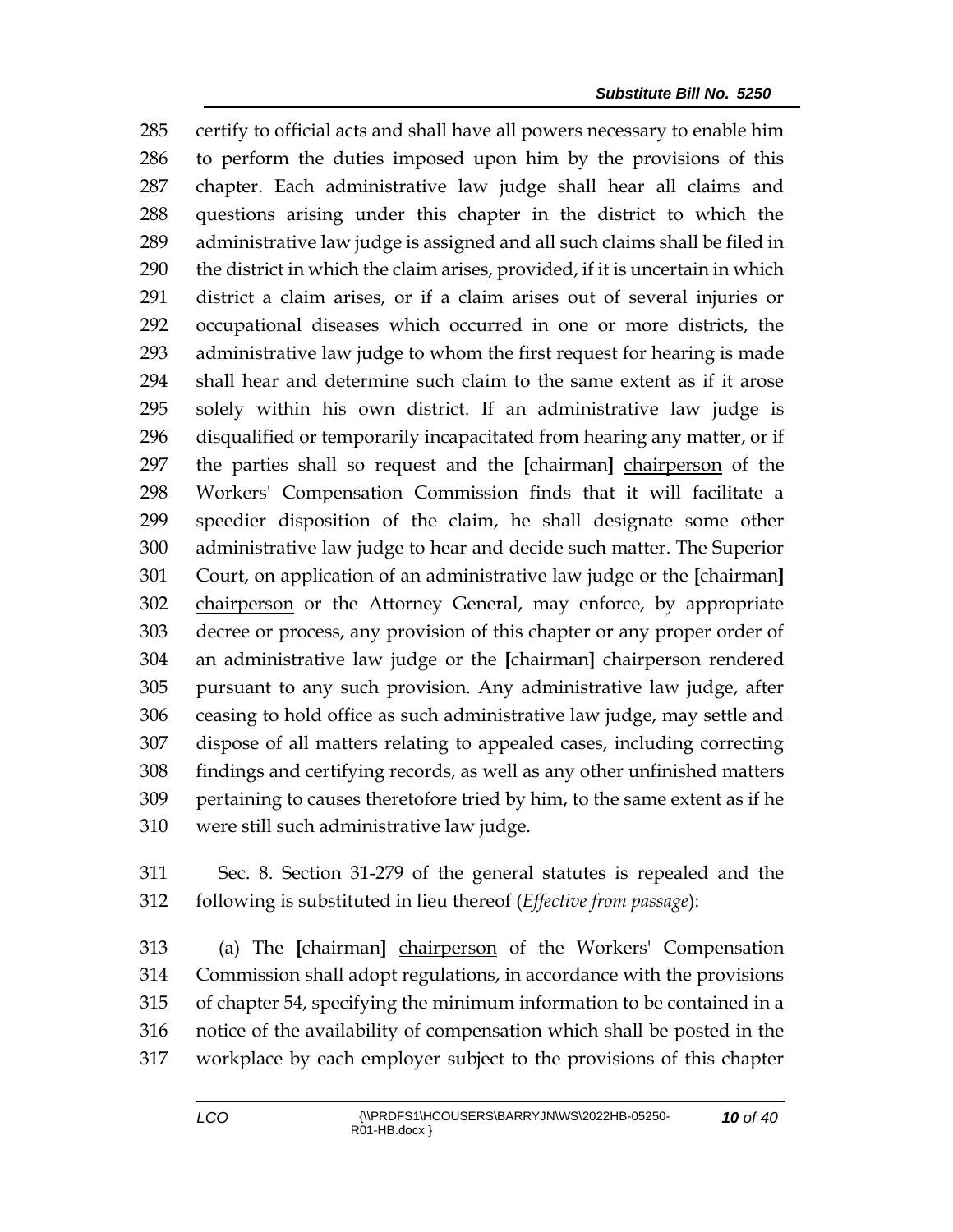certify to official acts and shall have all powers necessary to enable him to perform the duties imposed upon him by the provisions of this chapter. Each administrative law judge shall hear all claims and questions arising under this chapter in the district to which the administrative law judge is assigned and all such claims shall be filed in the district in which the claim arises, provided, if it is uncertain in which district a claim arises, or if a claim arises out of several injuries or occupational diseases which occurred in one or more districts, the administrative law judge to whom the first request for hearing is made shall hear and determine such claim to the same extent as if it arose solely within his own district. If an administrative law judge is disqualified or temporarily incapacitated from hearing any matter, or if the parties shall so request and the **[**chairman**]** <u>chairperson</u> of the Workers' Compensation Commission finds that it will facilitate a speedier disposition of the claim, he shall designate some other administrative law judge to hear and decide such matter. The Superior Court, on application of an administrative law judge or the **[**chairman**]** <u>chairperson</u> or the Attorney General, may enforce, by appropriate decree or process, any provision of this chapter or any proper order of an administrative law judge or the **[**chairman**]** <u>chairperson</u> rendered pursuant to any such provision. Any administrative law judge, after ceasing to hold office as such administrative law judge, may settle and dispose of all matters relating to appealed cases, including correcting findings and certifying records, as well as any other unfinished matters pertaining to causes theretofore tried by him, to the same extent as if he were still such administrative law judge.

Sec. 8. Section 31-279 of the general statutes is repealed and the following is substituted in lieu thereof (*Effective from passage*):

(a) The **[**chairman**]** <u>chairperson</u> of the Workers' Compensation Commission shall adopt regulations, in accordance with the provisions of chapter 54, specifying the minimum information to be contained in a notice of the availability of compensation which shall be posted in the workplace by each employer subject to the provisions of this chapter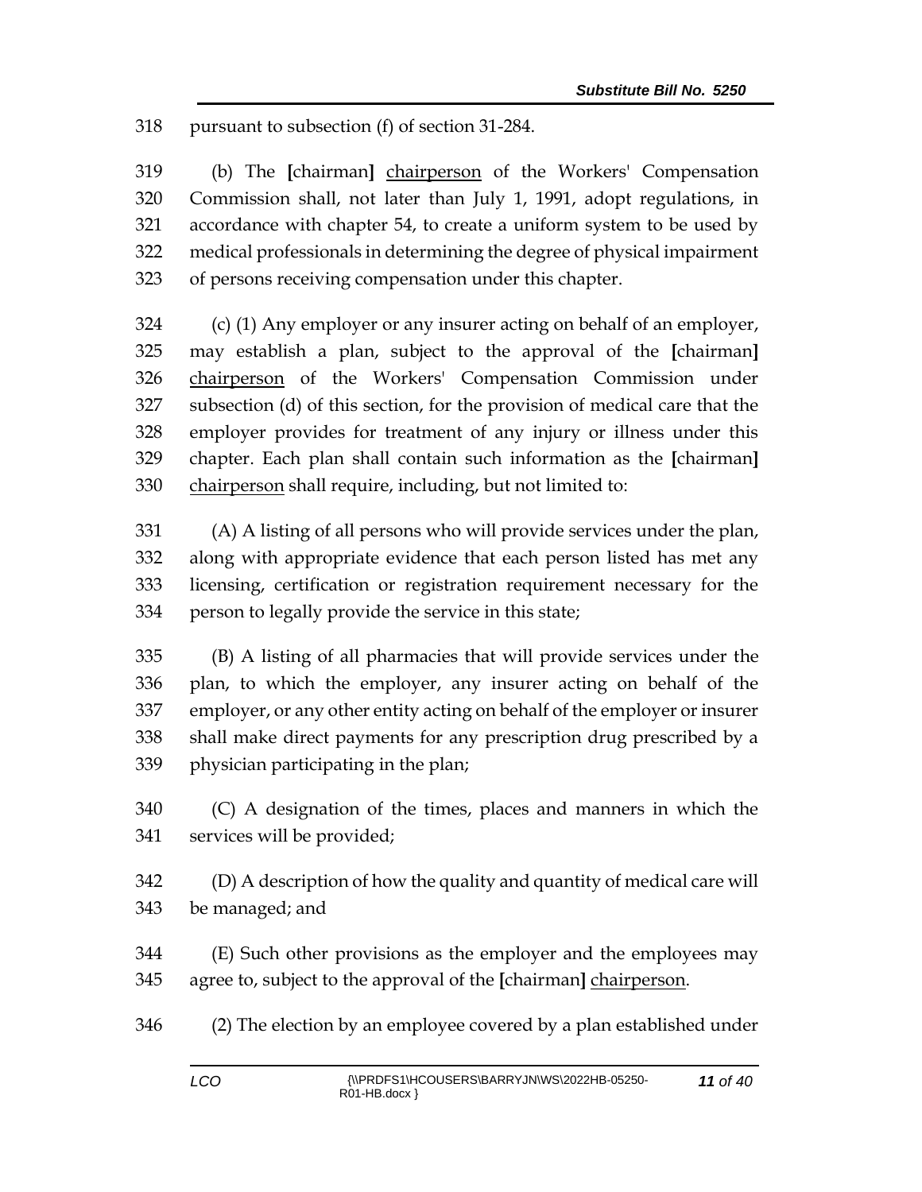318 pursuant to subsection (f) of section 31-284.

319 (b) The [chairman] <u>chairperson</u> of the Workers' Compensation
320 Commission shall, not later than July 1, 1991, adopt regulations, in
321 accordance with chapter 54, to create a uniform system to be used by
322 medical professionals in determining the degree of physical impairment
323 of persons receiving compensation under this chapter.

324 (c) (1) Any employer or any insurer acting on behalf of an employer,
325 may establish a plan, subject to the approval of the [chairman]
326 <u>chairperson</u> of the Workers' Compensation Commission under
327 subsection (d) of this section, for the provision of medical care that the
328 employer provides for treatment of any injury or illness under this
329 chapter. Each plan shall contain such information as the [chairman]
330 <u>chairperson</u> shall require, including, but not limited to:

331 (A) A listing of all persons who will provide services under the plan,
332 along with appropriate evidence that each person listed has met any
333 licensing, certification or registration requirement necessary for the
334 person to legally provide the service in this state;

335 (B) A listing of all pharmacies that will provide services under the
336 plan, to which the employer, any insurer acting on behalf of the
337 employer, or any other entity acting on behalf of the employer or insurer
338 shall make direct payments for any prescription drug prescribed by a
339 physician participating in the plan;

340 (C) A designation of the times, places and manners in which the
341 services will be provided;

342 (D) A description of how the quality and quantity of medical care will
343 be managed; and

344 (E) Such other provisions as the employer and the employees may
345 agree to, subject to the approval of the [chairman] <u>chairperson</u>.

346 (2) The election by an employee covered by a plan established under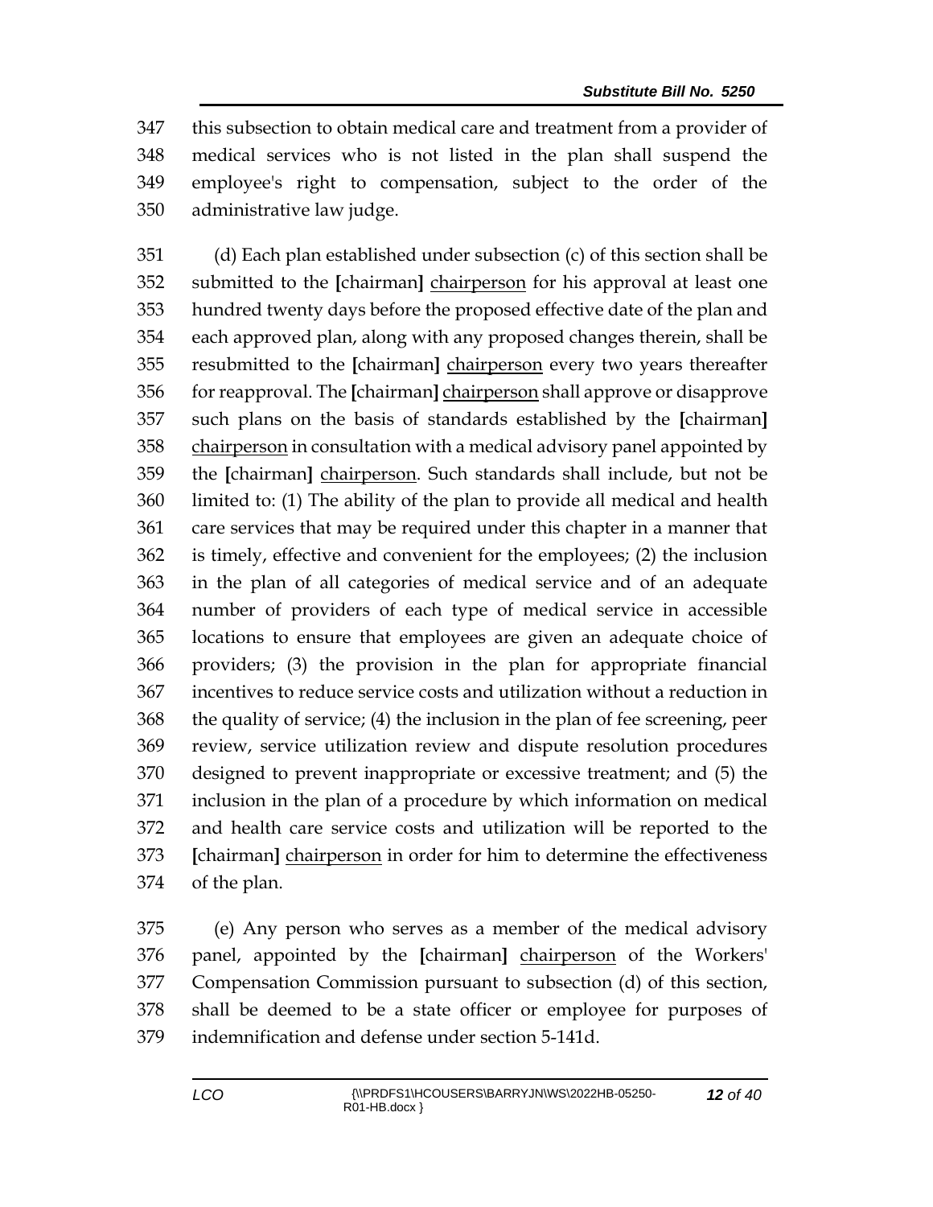347 this subsection to obtain medical care and treatment from a provider of
348 medical services who is not listed in the plan shall suspend the
349 employee's right to compensation, subject to the order of the
350 administrative law judge.

351 (d) Each plan established under subsection (c) of this section shall be
352 submitted to the **[**chairman**]** chairperson for his approval at least one
353 hundred twenty days before the proposed effective date of the plan and
354 each approved plan, along with any proposed changes therein, shall be
355 resubmitted to the **[**chairman**]** chairperson every two years thereafter
356 for reapproval. The **[**chairman**]** chairperson shall approve or disapprove
357 such plans on the basis of standards established by the **[**chairman**]**
358 chairperson in consultation with a medical advisory panel appointed by
359 the **[**chairman**]** chairperson. Such standards shall include, but not be
360 limited to: (1) The ability of the plan to provide all medical and health
361 care services that may be required under this chapter in a manner that
362 is timely, effective and convenient for the employees; (2) the inclusion
363 in the plan of all categories of medical service and of an adequate
364 number of providers of each type of medical service in accessible
365 locations to ensure that employees are given an adequate choice of
366 providers; (3) the provision in the plan for appropriate financial
367 incentives to reduce service costs and utilization without a reduction in
368 the quality of service; (4) the inclusion in the plan of fee screening, peer
369 review, service utilization review and dispute resolution procedures
370 designed to prevent inappropriate or excessive treatment; and (5) the
371 inclusion in the plan of a procedure by which information on medical
372 and health care service costs and utilization will be reported to the
373 **[**chairman**]** chairperson in order for him to determine the effectiveness
374 of the plan.

375 (e) Any person who serves as a member of the medical advisory
376 panel, appointed by the **[**chairman**]** chairperson of the Workers'
377 Compensation Commission pursuant to subsection (d) of this section,
378 shall be deemed to be a state officer or employee for purposes of
379 indemnification and defense under section 5-141d.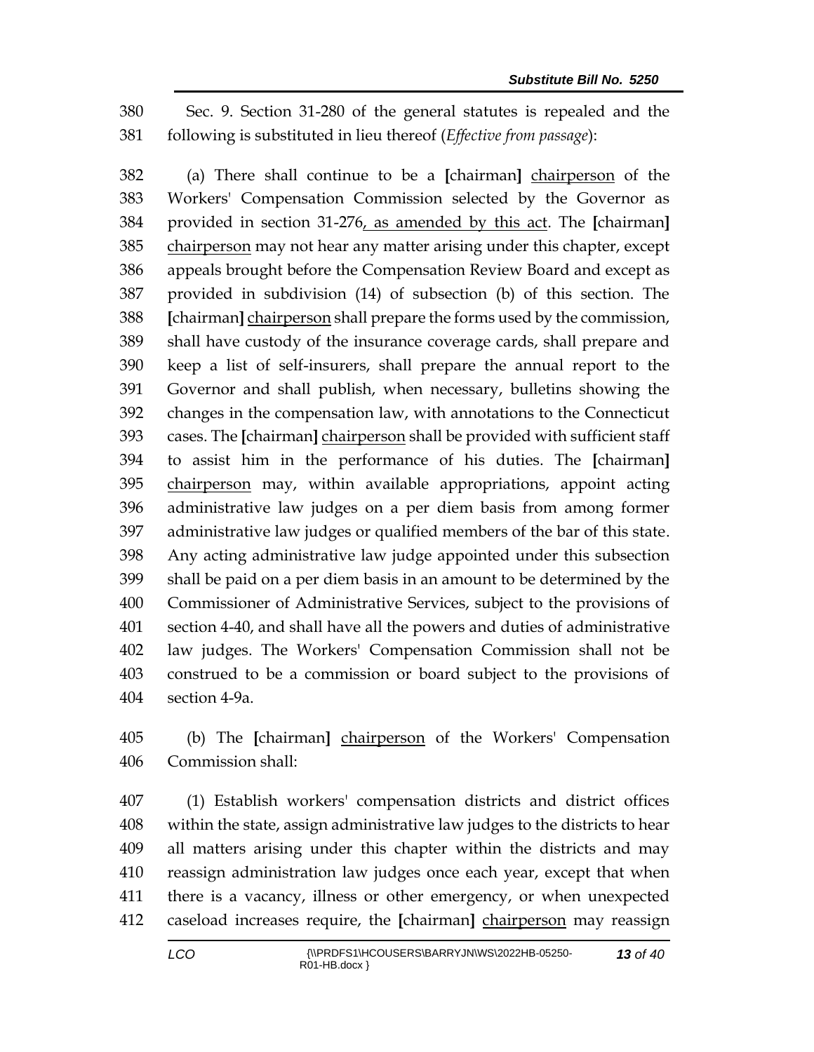Sec. 9. Section 31-280 of the general statutes is repealed and the following is substituted in lieu thereof (*Effective from passage*):

(a) There shall continue to be a **[**chairman**]** chairperson of the Workers' Compensation Commission selected by the Governor as provided in section 31-276, as amended by this act. The **[**chairman**]** chairperson may not hear any matter arising under this chapter, except appeals brought before the Compensation Review Board and except as provided in subdivision (14) of subsection (b) of this section. The **[**chairman**]** chairperson shall prepare the forms used by the commission, shall have custody of the insurance coverage cards, shall prepare and keep a list of self-insurers, shall prepare the annual report to the Governor and shall publish, when necessary, bulletins showing the changes in the compensation law, with annotations to the Connecticut cases. The **[**chairman**]** chairperson shall be provided with sufficient staff to assist him in the performance of his duties. The **[**chairman**]** chairperson may, within available appropriations, appoint acting administrative law judges on a per diem basis from among former administrative law judges or qualified members of the bar of this state. Any acting administrative law judge appointed under this subsection shall be paid on a per diem basis in an amount to be determined by the Commissioner of Administrative Services, subject to the provisions of section 4-40, and shall have all the powers and duties of administrative law judges. The Workers' Compensation Commission shall not be construed to be a commission or board subject to the provisions of section 4-9a.

(b) The **[**chairman**]** chairperson of the Workers' Compensation Commission shall:

(1) Establish workers' compensation districts and district offices within the state, assign administrative law judges to the districts to hear all matters arising under this chapter within the districts and may reassign administration law judges once each year, except that when there is a vacancy, illness or other emergency, or when unexpected caseload increases require, the **[**chairman**]** chairperson may reassign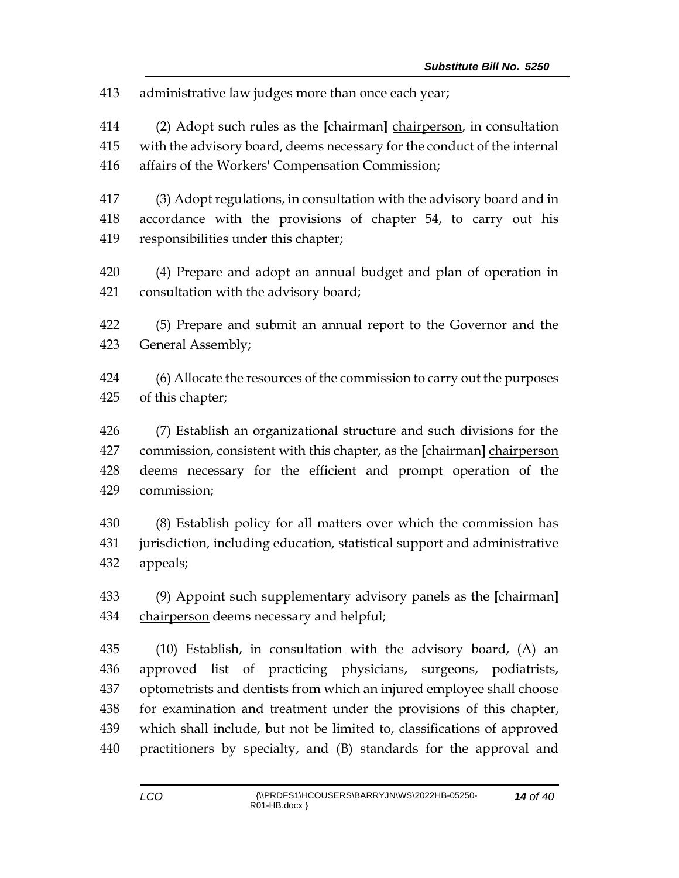413 administrative law judges more than once each year;

414 (2) Adopt such rules as the **[**chairman**]** <u>chairperson</u>, in consultation
415 with the advisory board, deems necessary for the conduct of the internal
416 affairs of the Workers' Compensation Commission;

417 (3) Adopt regulations, in consultation with the advisory board and in
418 accordance with the provisions of chapter 54, to carry out his
419 responsibilities under this chapter;

420 (4) Prepare and adopt an annual budget and plan of operation in
421 consultation with the advisory board;

422 (5) Prepare and submit an annual report to the Governor and the
423 General Assembly;

424 (6) Allocate the resources of the commission to carry out the purposes
425 of this chapter;

426 (7) Establish an organizational structure and such divisions for the
427 commission, consistent with this chapter, as the **[**chairman**]** <u>chairperson</u>
428 deems necessary for the efficient and prompt operation of the
429 commission;

430 (8) Establish policy for all matters over which the commission has
431 jurisdiction, including education, statistical support and administrative
432 appeals;

433 (9) Appoint such supplementary advisory panels as the **[**chairman**]**
434 <u>chairperson</u> deems necessary and helpful;

435 (10) Establish, in consultation with the advisory board, (A) an
436 approved list of practicing physicians, surgeons, podiatrists,
437 optometrists and dentists from which an injured employee shall choose
438 for examination and treatment under the provisions of this chapter,
439 which shall include, but not be limited to, classifications of approved
440 practitioners by specialty, and (B) standards for the approval and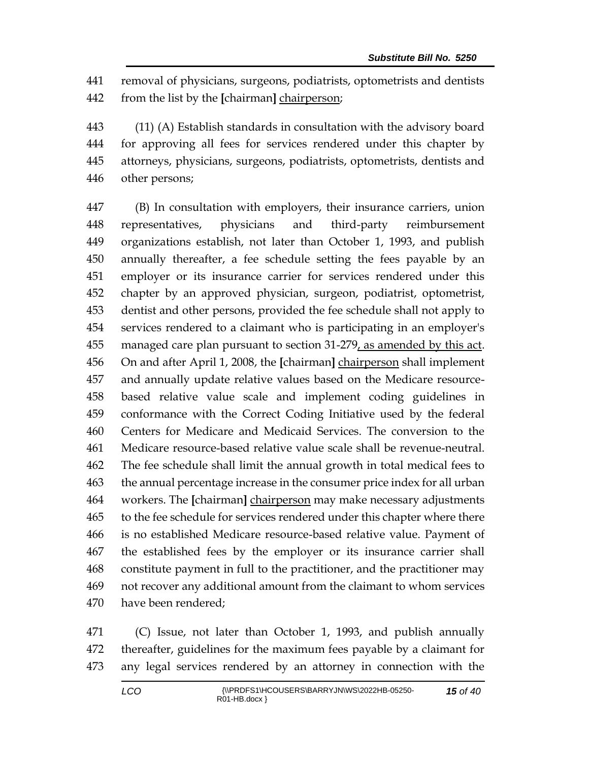441 removal of physicians, surgeons, podiatrists, optometrists and dentists
442 from the list by the [chairman] chairperson;

443 (11) (A) Establish standards in consultation with the advisory board
444 for approving all fees for services rendered under this chapter by
445 attorneys, physicians, surgeons, podiatrists, optometrists, dentists and
446 other persons;

447 (B) In consultation with employers, their insurance carriers, union
448 representatives, physicians and third-party reimbursement
449 organizations establish, not later than October 1, 1993, and publish
450 annually thereafter, a fee schedule setting the fees payable by an
451 employer or its insurance carrier for services rendered under this
452 chapter by an approved physician, surgeon, podiatrist, optometrist,
453 dentist and other persons, provided the fee schedule shall not apply to
454 services rendered to a claimant who is participating in an employer's
455 managed care plan pursuant to section 31-279, as amended by this act.
456 On and after April 1, 2008, the [chairman] chairperson shall implement
457 and annually update relative values based on the Medicare resource-
458 based relative value scale and implement coding guidelines in
459 conformance with the Correct Coding Initiative used by the federal
460 Centers for Medicare and Medicaid Services. The conversion to the
461 Medicare resource-based relative value scale shall be revenue-neutral.
462 The fee schedule shall limit the annual growth in total medical fees to
463 the annual percentage increase in the consumer price index for all urban
464 workers. The [chairman] chairperson may make necessary adjustments
465 to the fee schedule for services rendered under this chapter where there
466 is no established Medicare resource-based relative value. Payment of
467 the established fees by the employer or its insurance carrier shall
468 constitute payment in full to the practitioner, and the practitioner may
469 not recover any additional amount from the claimant to whom services
470 have been rendered;

471 (C) Issue, not later than October 1, 1993, and publish annually
472 thereafter, guidelines for the maximum fees payable by a claimant for
473 any legal services rendered by an attorney in connection with the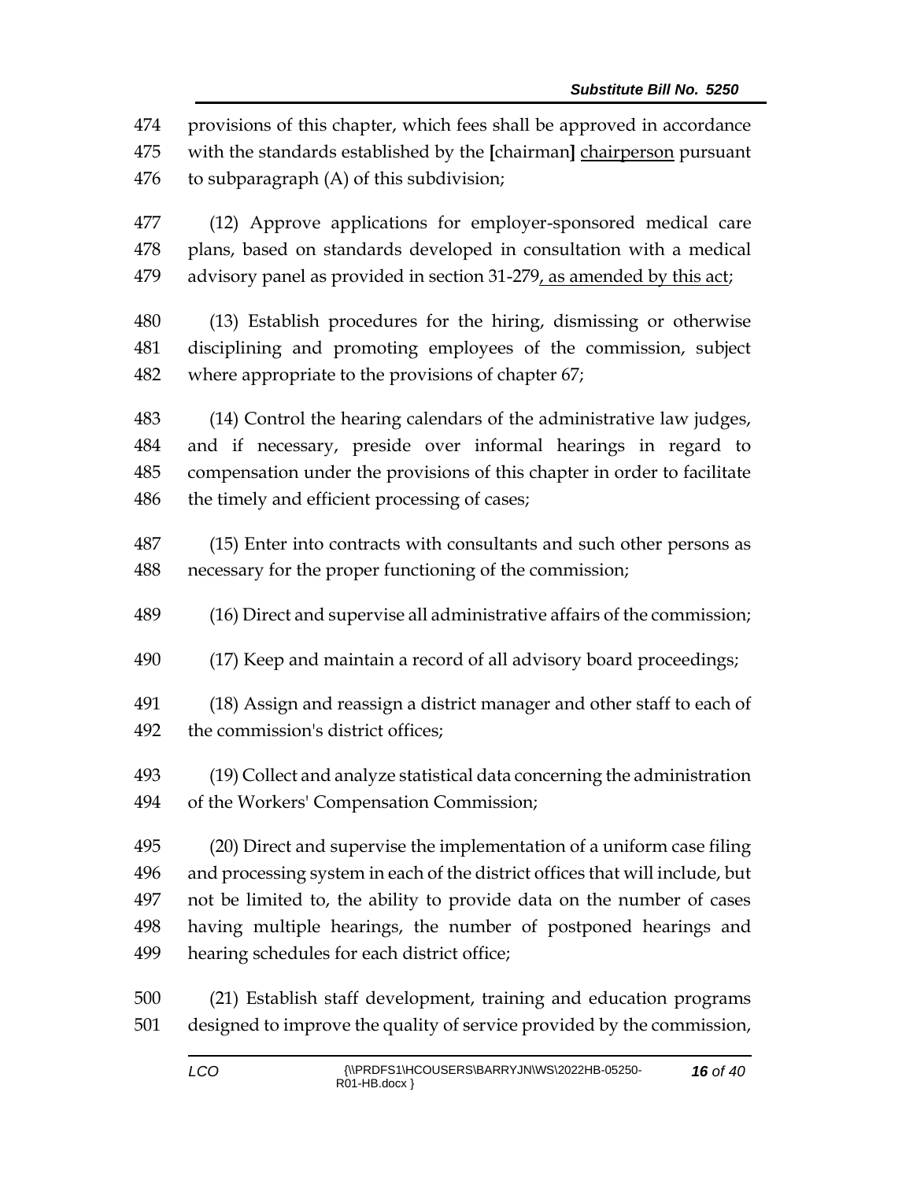474 provisions of this chapter, which fees shall be approved in accordance
475 with the standards established by the **[**chairman**]** <u>chairperson</u> pursuant
476 to subparagraph (A) of this subdivision;

477 (12) Approve applications for employer-sponsored medical care
478 plans, based on standards developed in consultation with a medical
479 advisory panel as provided in section 31-279<u>, as amended by this act</u>;

480 (13) Establish procedures for the hiring, dismissing or otherwise
481 disciplining and promoting employees of the commission, subject
482 where appropriate to the provisions of chapter 67;

483 (14) Control the hearing calendars of the administrative law judges,
484 and if necessary, preside over informal hearings in regard to
485 compensation under the provisions of this chapter in order to facilitate
486 the timely and efficient processing of cases;

487 (15) Enter into contracts with consultants and such other persons as
488 necessary for the proper functioning of the commission;

489 (16) Direct and supervise all administrative affairs of the commission;

490 (17) Keep and maintain a record of all advisory board proceedings;

491 (18) Assign and reassign a district manager and other staff to each of
492 the commission's district offices;

493 (19) Collect and analyze statistical data concerning the administration
494 of the Workers' Compensation Commission;

495 (20) Direct and supervise the implementation of a uniform case filing
496 and processing system in each of the district offices that will include, but
497 not be limited to, the ability to provide data on the number of cases
498 having multiple hearings, the number of postponed hearings and
499 hearing schedules for each district office;

500 (21) Establish staff development, training and education programs
501 designed to improve the quality of service provided by the commission,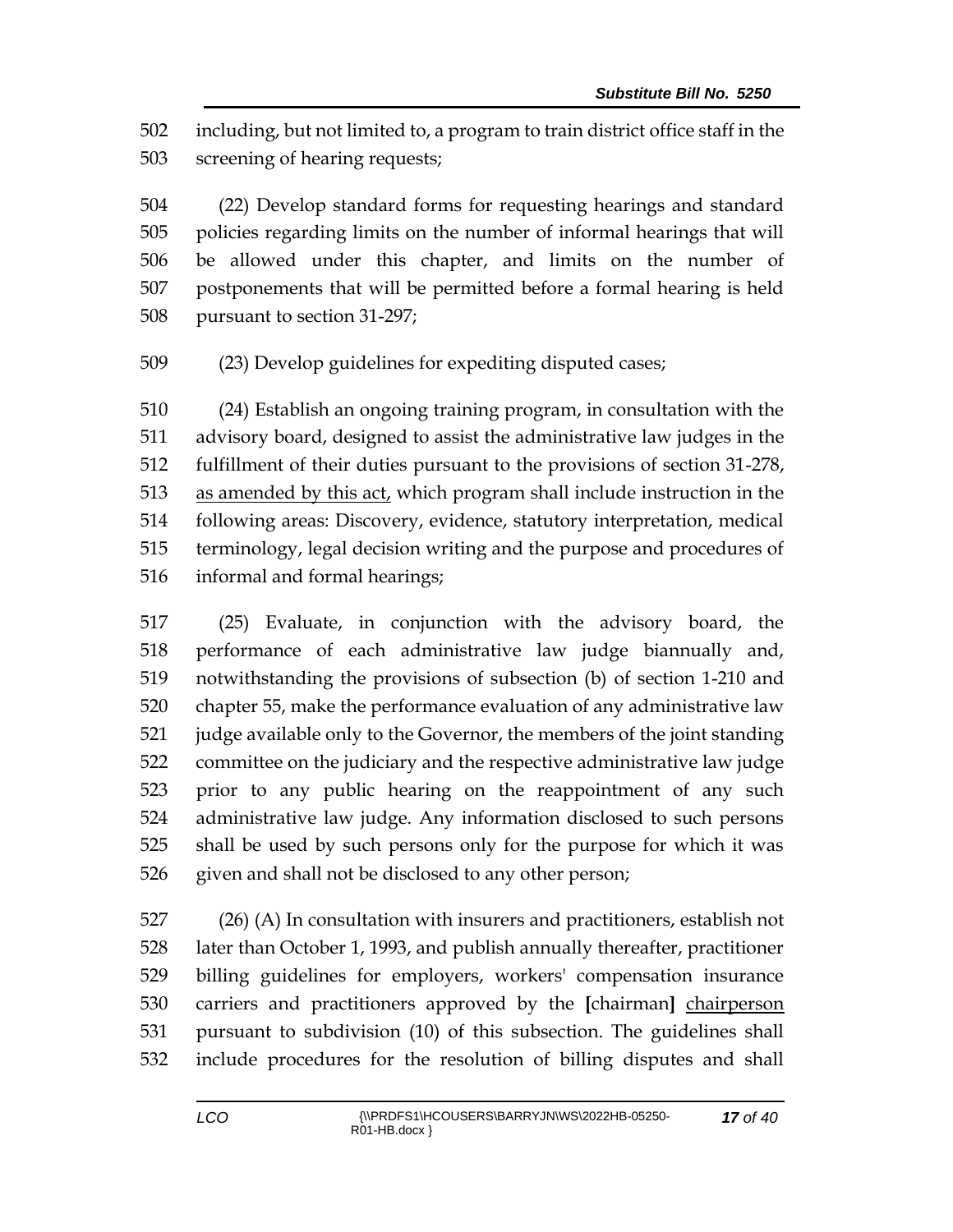including, but not limited to, a program to train district office staff in the screening of hearing requests;

(22) Develop standard forms for requesting hearings and standard policies regarding limits on the number of informal hearings that will be allowed under this chapter, and limits on the number of postponements that will be permitted before a formal hearing is held pursuant to section 31-297;

(23) Develop guidelines for expediting disputed cases;

(24) Establish an ongoing training program, in consultation with the advisory board, designed to assist the administrative law judges in the fulfillment of their duties pursuant to the provisions of section 31-278, <u>as amended by this act,</u> which program shall include instruction in the following areas: Discovery, evidence, statutory interpretation, medical terminology, legal decision writing and the purpose and procedures of informal and formal hearings;

(25) Evaluate, in conjunction with the advisory board, the performance of each administrative law judge biannually and, notwithstanding the provisions of subsection (b) of section 1-210 and chapter 55, make the performance evaluation of any administrative law judge available only to the Governor, the members of the joint standing committee on the judiciary and the respective administrative law judge prior to any public hearing on the reappointment of any such administrative law judge. Any information disclosed to such persons shall be used by such persons only for the purpose for which it was given and shall not be disclosed to any other person;

(26) (A) In consultation with insurers and practitioners, establish not later than October 1, 1993, and publish annually thereafter, practitioner billing guidelines for employers, workers' compensation insurance carriers and practitioners approved by the **[**chairman**]** <u>chairperson</u> pursuant to subdivision (10) of this subsection. The guidelines shall include procedures for the resolution of billing disputes and shall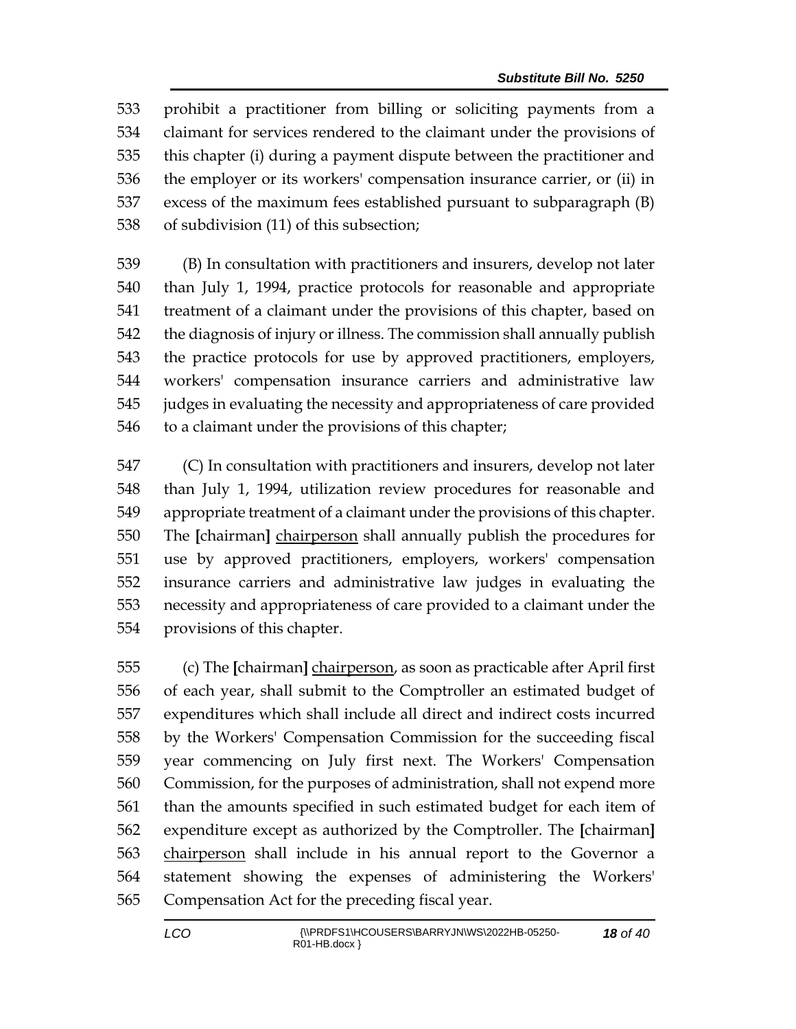prohibit a practitioner from billing or soliciting payments from a claimant for services rendered to the claimant under the provisions of this chapter (i) during a payment dispute between the practitioner and the employer or its workers' compensation insurance carrier, or (ii) in excess of the maximum fees established pursuant to subparagraph (B) of subdivision (11) of this subsection;

(B) In consultation with practitioners and insurers, develop not later than July 1, 1994, practice protocols for reasonable and appropriate treatment of a claimant under the provisions of this chapter, based on the diagnosis of injury or illness. The commission shall annually publish the practice protocols for use by approved practitioners, employers, workers' compensation insurance carriers and administrative law judges in evaluating the necessity and appropriateness of care provided to a claimant under the provisions of this chapter;

(C) In consultation with practitioners and insurers, develop not later than July 1, 1994, utilization review procedures for reasonable and appropriate treatment of a claimant under the provisions of this chapter. The **[**chairman**]** <u>chairperson</u> shall annually publish the procedures for use by approved practitioners, employers, workers' compensation insurance carriers and administrative law judges in evaluating the necessity and appropriateness of care provided to a claimant under the provisions of this chapter.

(c) The **[**chairman**]** <u>chairperson</u>, as soon as practicable after April first of each year, shall submit to the Comptroller an estimated budget of expenditures which shall include all direct and indirect costs incurred by the Workers' Compensation Commission for the succeeding fiscal year commencing on July first next. The Workers' Compensation Commission, for the purposes of administration, shall not expend more than the amounts specified in such estimated budget for each item of expenditure except as authorized by the Comptroller. The **[**chairman**]** <u>chairperson</u> shall include in his annual report to the Governor a statement showing the expenses of administering the Workers' Compensation Act for the preceding fiscal year.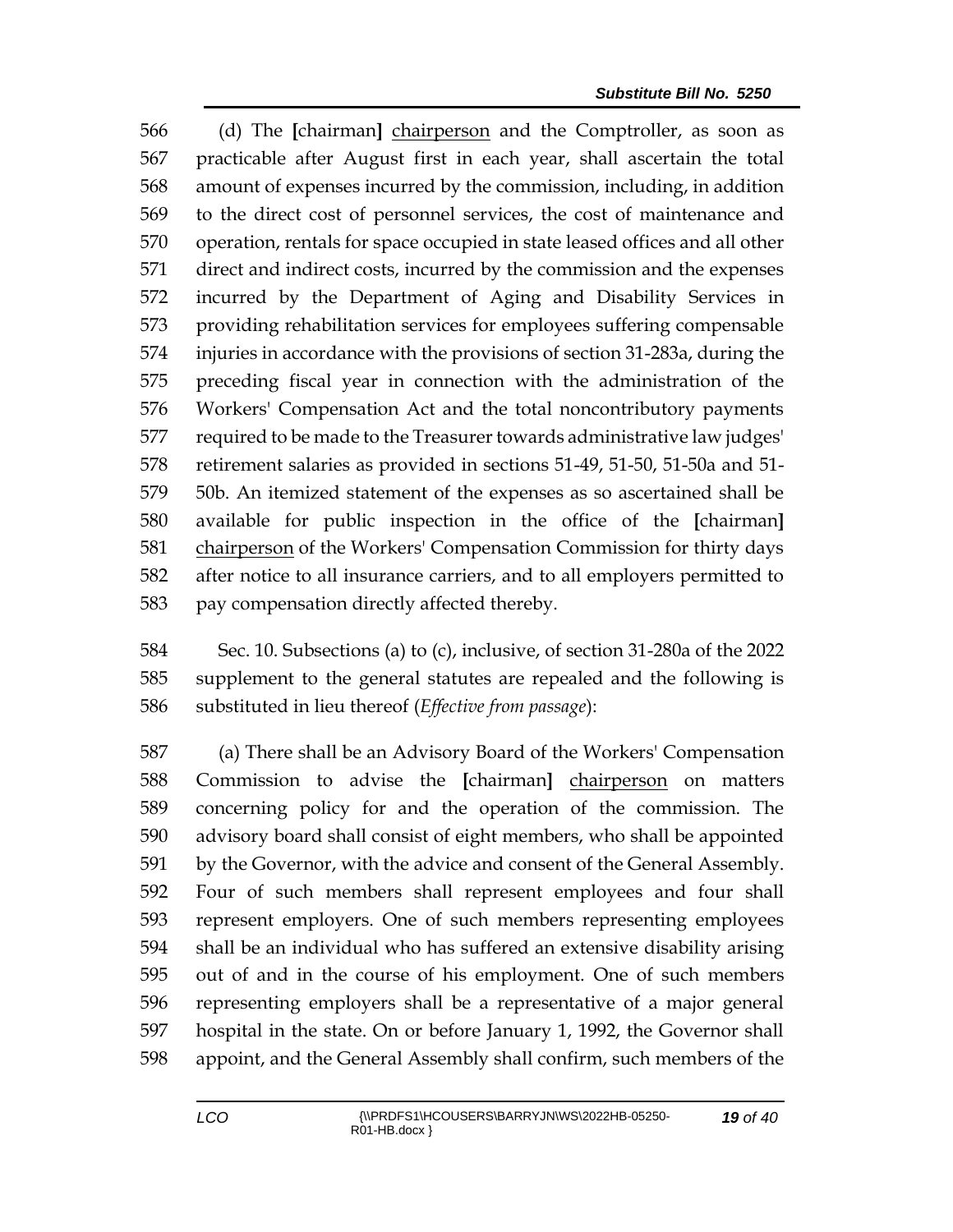(d) The [chairman] chairperson and the Comptroller, as soon as practicable after August first in each year, shall ascertain the total amount of expenses incurred by the commission, including, in addition to the direct cost of personnel services, the cost of maintenance and operation, rentals for space occupied in state leased offices and all other direct and indirect costs, incurred by the commission and the expenses incurred by the Department of Aging and Disability Services in providing rehabilitation services for employees suffering compensable injuries in accordance with the provisions of section 31-283a, during the preceding fiscal year in connection with the administration of the Workers' Compensation Act and the total noncontributory payments required to be made to the Treasurer towards administrative law judges' retirement salaries as provided in sections 51-49, 51-50, 51-50a and 51-50b. An itemized statement of the expenses as so ascertained shall be available for public inspection in the office of the [chairman] chairperson of the Workers' Compensation Commission for thirty days after notice to all insurance carriers, and to all employers permitted to pay compensation directly affected thereby.

Sec. 10. Subsections (a) to (c), inclusive, of section 31-280a of the 2022 supplement to the general statutes are repealed and the following is substituted in lieu thereof (*Effective from passage*):

(a) There shall be an Advisory Board of the Workers' Compensation Commission to advise the [chairman] chairperson on matters concerning policy for and the operation of the commission. The advisory board shall consist of eight members, who shall be appointed by the Governor, with the advice and consent of the General Assembly. Four of such members shall represent employees and four shall represent employers. One of such members representing employees shall be an individual who has suffered an extensive disability arising out of and in the course of his employment. One of such members representing employers shall be a representative of a major general hospital in the state. On or before January 1, 1992, the Governor shall appoint, and the General Assembly shall confirm, such members of the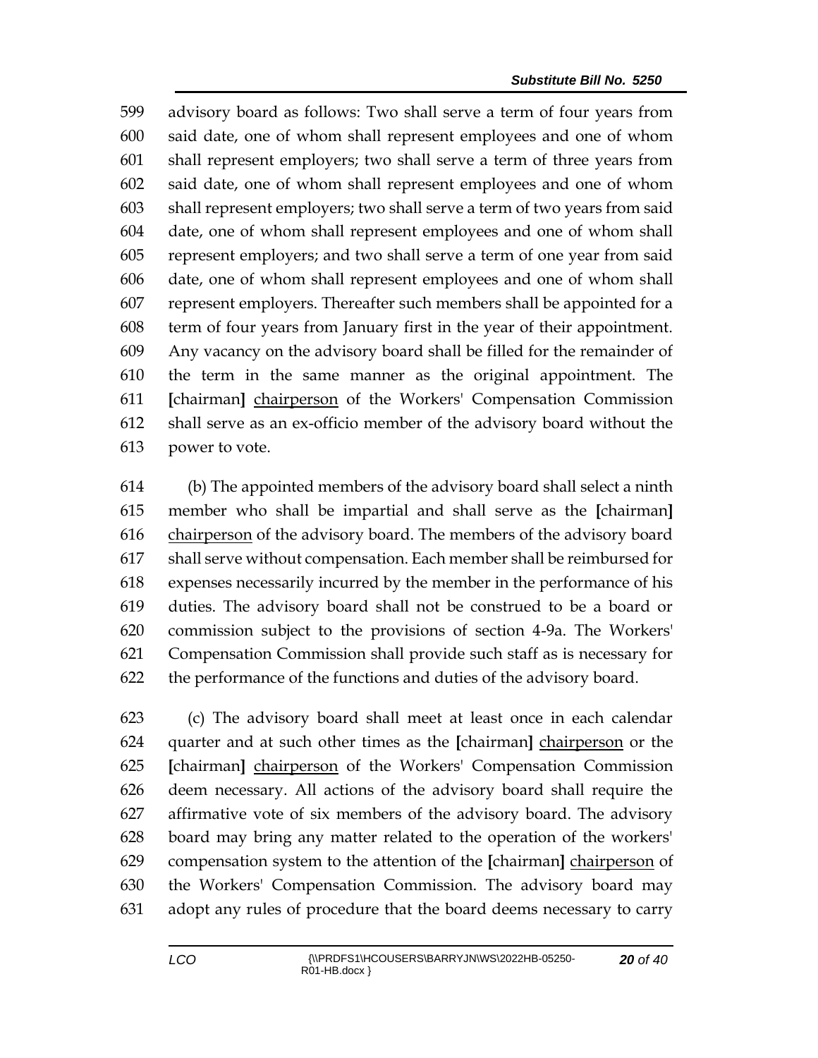599 advisory board as follows: Two shall serve a term of four years from
600 said date, one of whom shall represent employees and one of whom
601 shall represent employers; two shall serve a term of three years from
602 said date, one of whom shall represent employees and one of whom
603 shall represent employers; two shall serve a term of two years from said
604 date, one of whom shall represent employees and one of whom shall
605 represent employers; and two shall serve a term of one year from said
606 date, one of whom shall represent employees and one of whom shall
607 represent employers. Thereafter such members shall be appointed for a
608 term of four years from January first in the year of their appointment.
609 Any vacancy on the advisory board shall be filled for the remainder of
610 the term in the same manner as the original appointment. The
611 **[**chairman**]** <u>chairperson</u> of the Workers' Compensation Commission
612 shall serve as an ex-officio member of the advisory board without the
613 power to vote.

614 (b) The appointed members of the advisory board shall select a ninth
615 member who shall be impartial and shall serve as the **[**chairman**]**
616 <u>chairperson</u> of the advisory board. The members of the advisory board
617 shall serve without compensation. Each member shall be reimbursed for
618 expenses necessarily incurred by the member in the performance of his
619 duties. The advisory board shall not be construed to be a board or
620 commission subject to the provisions of section 4-9a. The Workers'
621 Compensation Commission shall provide such staff as is necessary for
622 the performance of the functions and duties of the advisory board.

623 (c) The advisory board shall meet at least once in each calendar
624 quarter and at such other times as the **[**chairman**]** <u>chairperson</u> or the
625 **[**chairman**]** <u>chairperson</u> of the Workers' Compensation Commission
626 deem necessary. All actions of the advisory board shall require the
627 affirmative vote of six members of the advisory board. The advisory
628 board may bring any matter related to the operation of the workers'
629 compensation system to the attention of the **[**chairman**]** <u>chairperson</u> of
630 the Workers' Compensation Commission. The advisory board may
631 adopt any rules of procedure that the board deems necessary to carry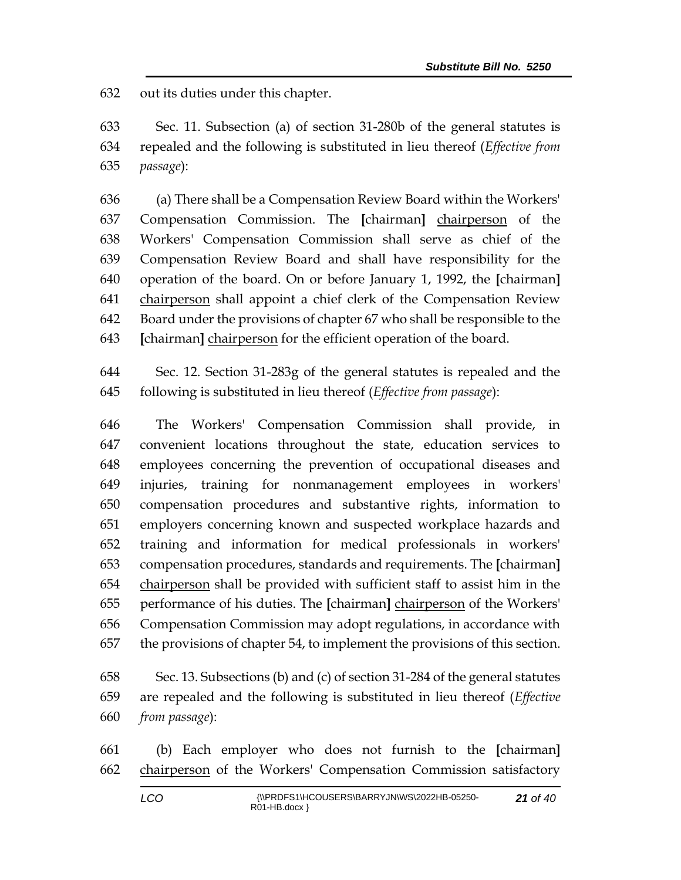out its duties under this chapter.

Sec. 11. Subsection (a) of section 31-280b of the general statutes is repealed and the following is substituted in lieu thereof (*Effective from passage*):

(a) There shall be a Compensation Review Board within the Workers' Compensation Commission. The **[**chairman**]** chairperson of the Workers' Compensation Commission shall serve as chief of the Compensation Review Board and shall have responsibility for the operation of the board. On or before January 1, 1992, the **[**chairman**]** chairperson shall appoint a chief clerk of the Compensation Review Board under the provisions of chapter 67 who shall be responsible to the **[**chairman**]** chairperson for the efficient operation of the board.

Sec. 12. Section 31-283g of the general statutes is repealed and the following is substituted in lieu thereof (*Effective from passage*):

The Workers' Compensation Commission shall provide, in convenient locations throughout the state, education services to employees concerning the prevention of occupational diseases and injuries, training for nonmanagement employees in workers' compensation procedures and substantive rights, information to employers concerning known and suspected workplace hazards and training and information for medical professionals in workers' compensation procedures, standards and requirements. The **[**chairman**]** chairperson shall be provided with sufficient staff to assist him in the performance of his duties. The **[**chairman**]** chairperson of the Workers' Compensation Commission may adopt regulations, in accordance with the provisions of chapter 54, to implement the provisions of this section.

Sec. 13. Subsections (b) and (c) of section 31-284 of the general statutes are repealed and the following is substituted in lieu thereof (*Effective from passage*):

(b) Each employer who does not furnish to the **[**chairman**]** chairperson of the Workers' Compensation Commission satisfactory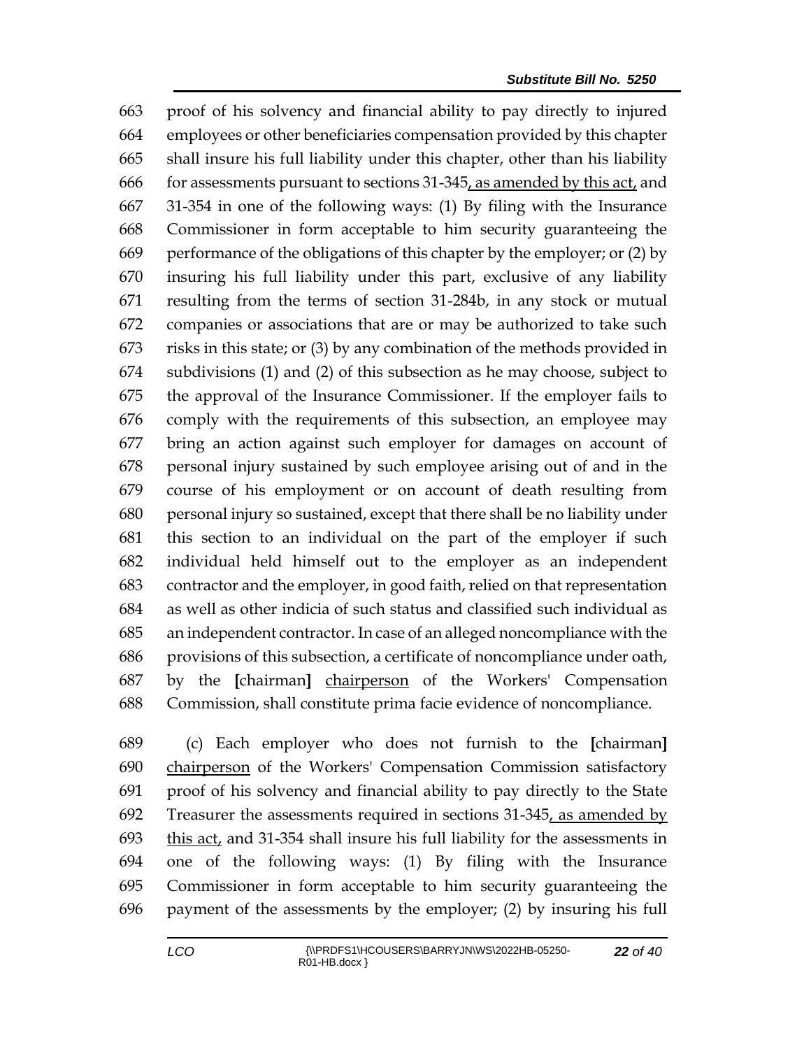proof of his solvency and financial ability to pay directly to injured employees or other beneficiaries compensation provided by this chapter shall insure his full liability under this chapter, other than his liability for assessments pursuant to sections 31-345, as amended by this act, and 31-354 in one of the following ways: (1) By filing with the Insurance Commissioner in form acceptable to him security guaranteeing the performance of the obligations of this chapter by the employer; or (2) by insuring his full liability under this part, exclusive of any liability resulting from the terms of section 31-284b, in any stock or mutual companies or associations that are or may be authorized to take such risks in this state; or (3) by any combination of the methods provided in subdivisions (1) and (2) of this subsection as he may choose, subject to the approval of the Insurance Commissioner. If the employer fails to comply with the requirements of this subsection, an employee may bring an action against such employer for damages on account of personal injury sustained by such employee arising out of and in the course of his employment or on account of death resulting from personal injury so sustained, except that there shall be no liability under this section to an individual on the part of the employer if such individual held himself out to the employer as an independent contractor and the employer, in good faith, relied on that representation as well as other indicia of such status and classified such individual as an independent contractor. In case of an alleged noncompliance with the provisions of this subsection, a certificate of noncompliance under oath, by the [chairman] chairperson of the Workers' Compensation Commission, shall constitute prima facie evidence of noncompliance.

(c) Each employer who does not furnish to the [chairman] chairperson of the Workers' Compensation Commission satisfactory proof of his solvency and financial ability to pay directly to the State Treasurer the assessments required in sections 31-345, as amended by this act, and 31-354 shall insure his full liability for the assessments in one of the following ways: (1) By filing with the Insurance Commissioner in form acceptable to him security guaranteeing the payment of the assessments by the employer; (2) by insuring his full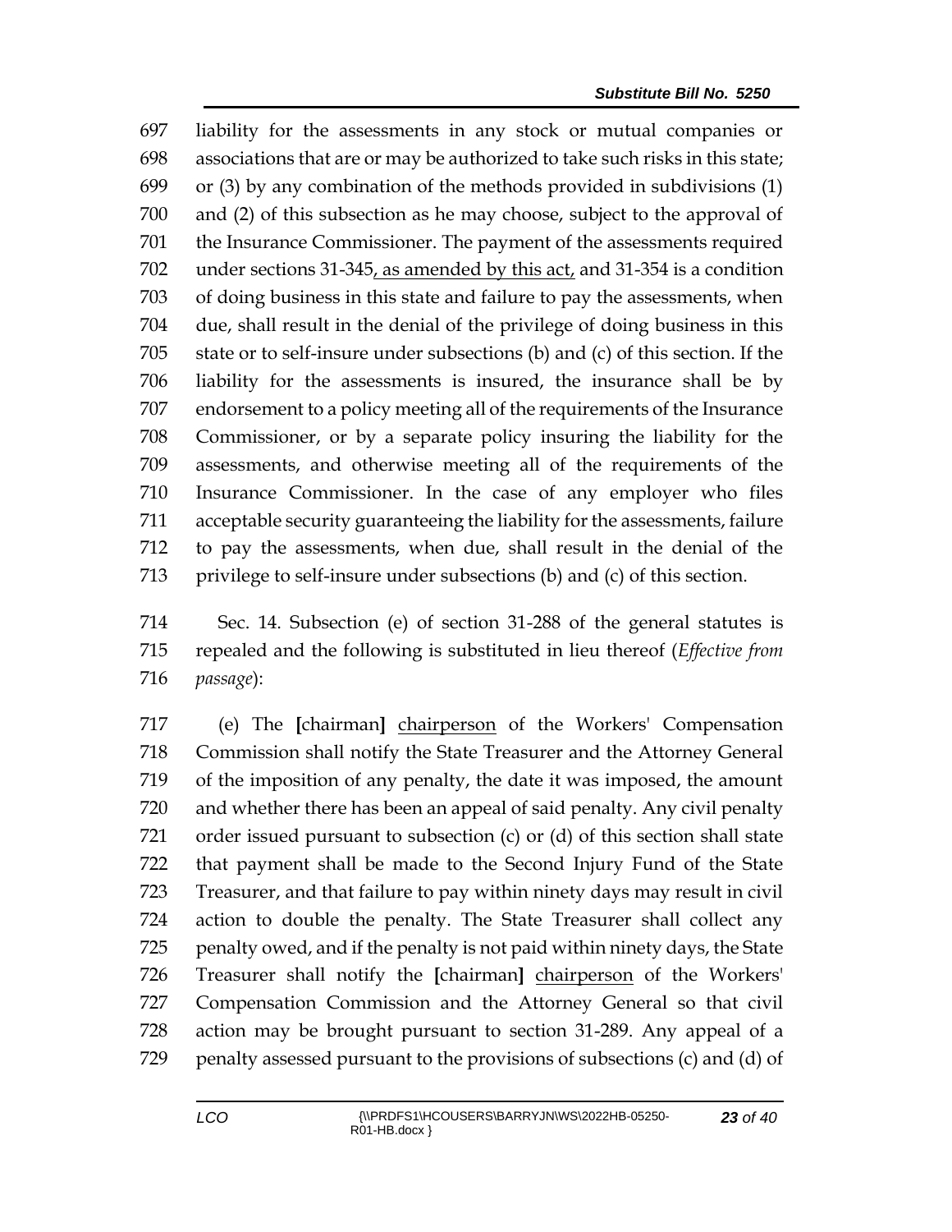liability for the assessments in any stock or mutual companies or associations that are or may be authorized to take such risks in this state; or (3) by any combination of the methods provided in subdivisions (1) and (2) of this subsection as he may choose, subject to the approval of the Insurance Commissioner. The payment of the assessments required under sections 31-345, as amended by this act, and 31-354 is a condition of doing business in this state and failure to pay the assessments, when due, shall result in the denial of the privilege of doing business in this state or to self-insure under subsections (b) and (c) of this section. If the liability for the assessments is insured, the insurance shall be by endorsement to a policy meeting all of the requirements of the Insurance Commissioner, or by a separate policy insuring the liability for the assessments, and otherwise meeting all of the requirements of the Insurance Commissioner. In the case of any employer who files acceptable security guaranteeing the liability for the assessments, failure to pay the assessments, when due, shall result in the denial of the privilege to self-insure under subsections (b) and (c) of this section.

Sec. 14. Subsection (e) of section 31-288 of the general statutes is repealed and the following is substituted in lieu thereof (*Effective from passage*):

(e) The **[**chairman**]** chairperson of the Workers' Compensation Commission shall notify the State Treasurer and the Attorney General of the imposition of any penalty, the date it was imposed, the amount and whether there has been an appeal of said penalty. Any civil penalty order issued pursuant to subsection (c) or (d) of this section shall state that payment shall be made to the Second Injury Fund of the State Treasurer, and that failure to pay within ninety days may result in civil action to double the penalty. The State Treasurer shall collect any penalty owed, and if the penalty is not paid within ninety days, the State Treasurer shall notify the **[**chairman**]** chairperson of the Workers' Compensation Commission and the Attorney General so that civil action may be brought pursuant to section 31-289. Any appeal of a penalty assessed pursuant to the provisions of subsections (c) and (d) of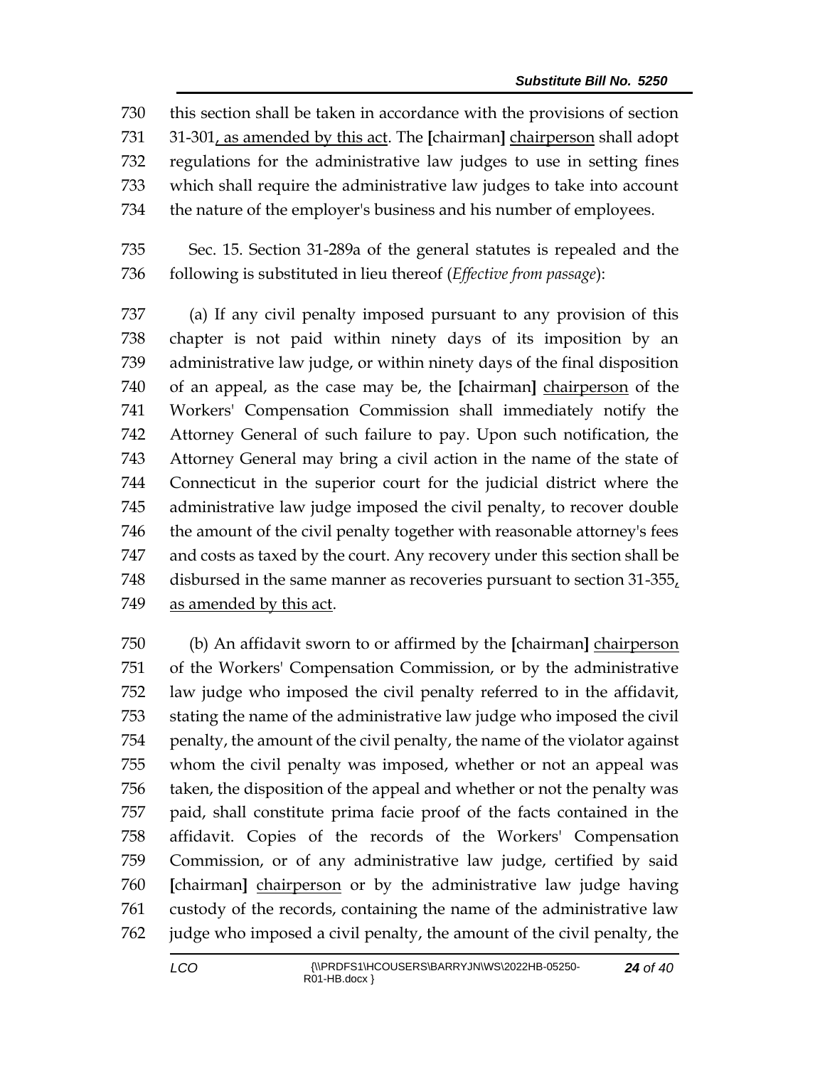this section shall be taken in accordance with the provisions of section 31-301, as amended by this act. The [chairman] chairperson shall adopt regulations for the administrative law judges to use in setting fines which shall require the administrative law judges to take into account the nature of the employer's business and his number of employees.

Sec. 15. Section 31-289a of the general statutes is repealed and the following is substituted in lieu thereof (*Effective from passage*):

(a) If any civil penalty imposed pursuant to any provision of this chapter is not paid within ninety days of its imposition by an administrative law judge, or within ninety days of the final disposition of an appeal, as the case may be, the [chairman] chairperson of the Workers' Compensation Commission shall immediately notify the Attorney General of such failure to pay. Upon such notification, the Attorney General may bring a civil action in the name of the state of Connecticut in the superior court for the judicial district where the administrative law judge imposed the civil penalty, to recover double the amount of the civil penalty together with reasonable attorney's fees and costs as taxed by the court. Any recovery under this section shall be disbursed in the same manner as recoveries pursuant to section 31-355, as amended by this act.

(b) An affidavit sworn to or affirmed by the [chairman] chairperson of the Workers' Compensation Commission, or by the administrative law judge who imposed the civil penalty referred to in the affidavit, stating the name of the administrative law judge who imposed the civil penalty, the amount of the civil penalty, the name of the violator against whom the civil penalty was imposed, whether or not an appeal was taken, the disposition of the appeal and whether or not the penalty was paid, shall constitute prima facie proof of the facts contained in the affidavit. Copies of the records of the Workers' Compensation Commission, or of any administrative law judge, certified by said [chairman] chairperson or by the administrative law judge having custody of the records, containing the name of the administrative law judge who imposed a civil penalty, the amount of the civil penalty, the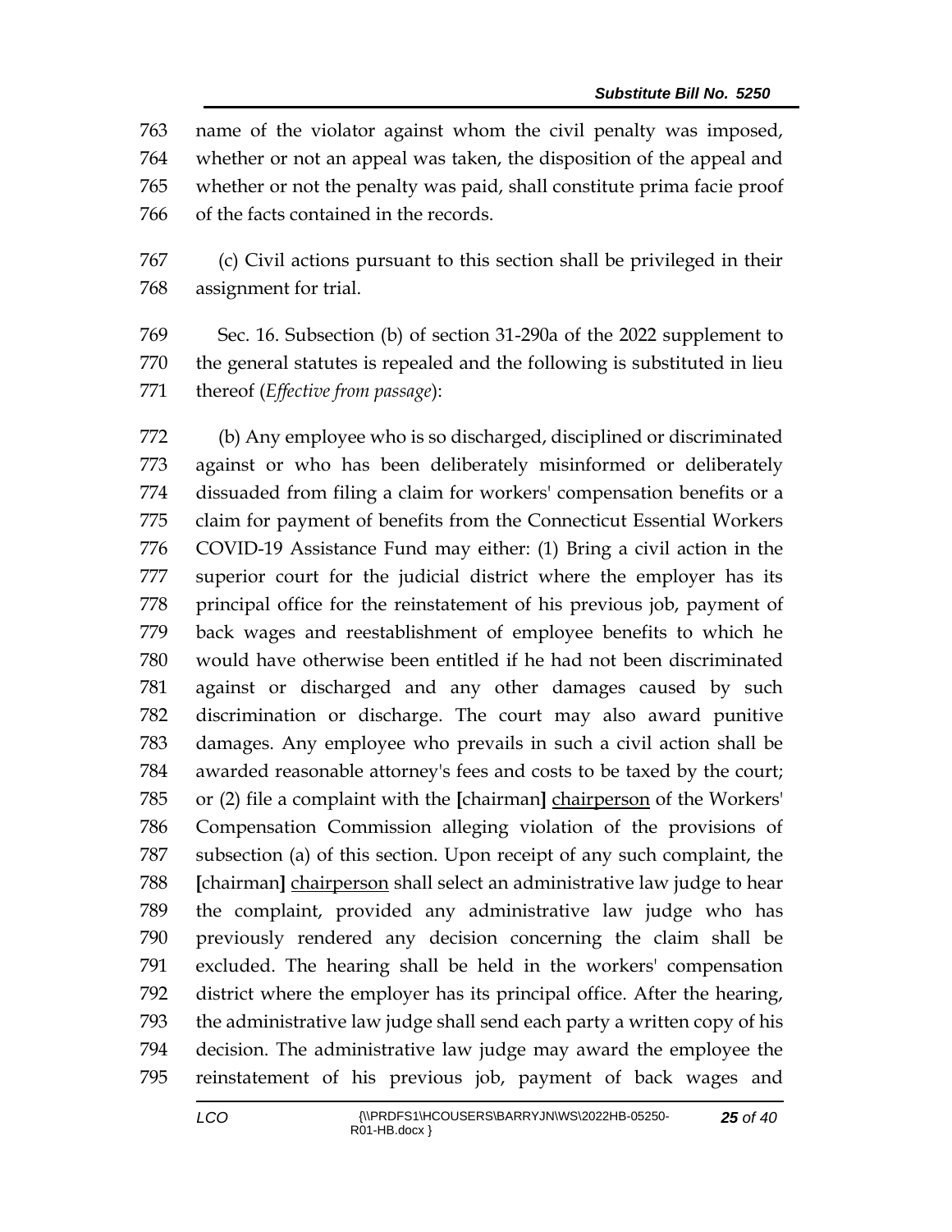name of the violator against whom the civil penalty was imposed, whether or not an appeal was taken, the disposition of the appeal and whether or not the penalty was paid, shall constitute prima facie proof of the facts contained in the records.

(c) Civil actions pursuant to this section shall be privileged in their assignment for trial.

Sec. 16. Subsection (b) of section 31-290a of the 2022 supplement to the general statutes is repealed and the following is substituted in lieu thereof (*Effective from passage*):

(b) Any employee who is so discharged, disciplined or discriminated against or who has been deliberately misinformed or deliberately dissuaded from filing a claim for workers' compensation benefits or a claim for payment of benefits from the Connecticut Essential Workers COVID-19 Assistance Fund may either: (1) Bring a civil action in the superior court for the judicial district where the employer has its principal office for the reinstatement of his previous job, payment of back wages and reestablishment of employee benefits to which he would have otherwise been entitled if he had not been discriminated against or discharged and any other damages caused by such discrimination or discharge. The court may also award punitive damages. Any employee who prevails in such a civil action shall be awarded reasonable attorney's fees and costs to be taxed by the court; or (2) file a complaint with the **[**chairman**]** <u>chairperson</u> of the Workers' Compensation Commission alleging violation of the provisions of subsection (a) of this section. Upon receipt of any such complaint, the **[**chairman**]** <u>chairperson</u> shall select an administrative law judge to hear the complaint, provided any administrative law judge who has previously rendered any decision concerning the claim shall be excluded. The hearing shall be held in the workers' compensation district where the employer has its principal office. After the hearing, the administrative law judge shall send each party a written copy of his decision. The administrative law judge may award the employee the reinstatement of his previous job, payment of back wages and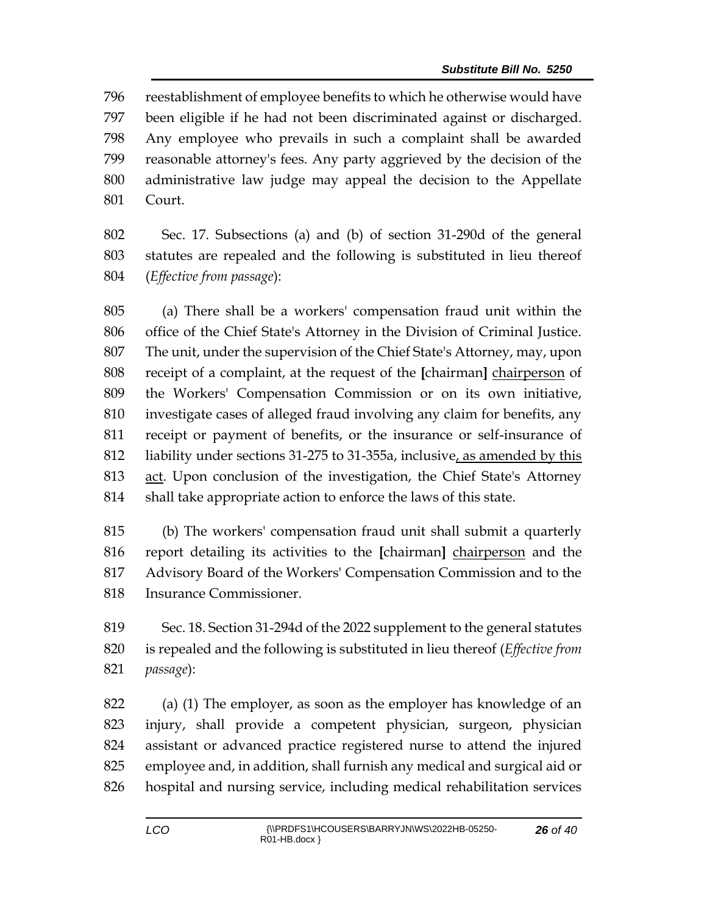reestablishment of employee benefits to which he otherwise would have been eligible if he had not been discriminated against or discharged. Any employee who prevails in such a complaint shall be awarded reasonable attorney's fees. Any party aggrieved by the decision of the administrative law judge may appeal the decision to the Appellate Court.

Sec. 17. Subsections (a) and (b) of section 31-290d of the general statutes are repealed and the following is substituted in lieu thereof (*Effective from passage*):

(a) There shall be a workers' compensation fraud unit within the office of the Chief State's Attorney in the Division of Criminal Justice. The unit, under the supervision of the Chief State's Attorney, may, upon receipt of a complaint, at the request of the **[**chairman**]** chairperson of the Workers' Compensation Commission or on its own initiative, investigate cases of alleged fraud involving any claim for benefits, any receipt or payment of benefits, or the insurance or self-insurance of liability under sections 31-275 to 31-355a, inclusive, as amended by this act. Upon conclusion of the investigation, the Chief State's Attorney shall take appropriate action to enforce the laws of this state.

(b) The workers' compensation fraud unit shall submit a quarterly report detailing its activities to the **[**chairman**]** chairperson and the Advisory Board of the Workers' Compensation Commission and to the Insurance Commissioner.

Sec. 18. Section 31-294d of the 2022 supplement to the general statutes is repealed and the following is substituted in lieu thereof (*Effective from passage*):

(a) (1) The employer, as soon as the employer has knowledge of an injury, shall provide a competent physician, surgeon, physician assistant or advanced practice registered nurse to attend the injured employee and, in addition, shall furnish any medical and surgical aid or hospital and nursing service, including medical rehabilitation services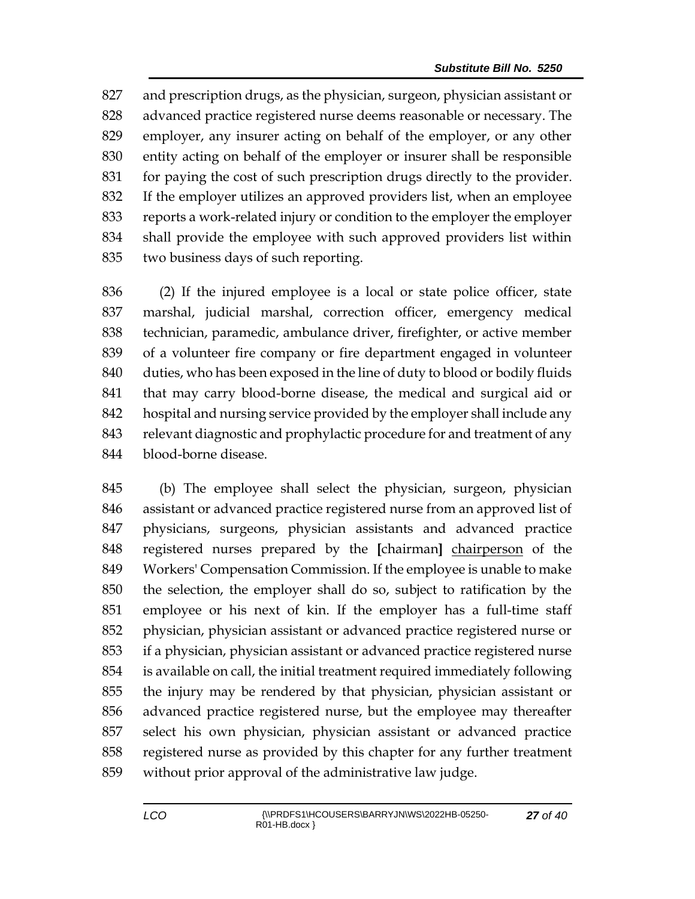827 and prescription drugs, as the physician, surgeon, physician assistant or
828 advanced practice registered nurse deems reasonable or necessary. The
829 employer, any insurer acting on behalf of the employer, or any other
830 entity acting on behalf of the employer or insurer shall be responsible
831 for paying the cost of such prescription drugs directly to the provider.
832 If the employer utilizes an approved providers list, when an employee
833 reports a work-related injury or condition to the employer the employer
834 shall provide the employee with such approved providers list within
835 two business days of such reporting.

836 (2) If the injured employee is a local or state police officer, state
837 marshal, judicial marshal, correction officer, emergency medical
838 technician, paramedic, ambulance driver, firefighter, or active member
839 of a volunteer fire company or fire department engaged in volunteer
840 duties, who has been exposed in the line of duty to blood or bodily fluids
841 that may carry blood-borne disease, the medical and surgical aid or
842 hospital and nursing service provided by the employer shall include any
843 relevant diagnostic and prophylactic procedure for and treatment of any
844 blood-borne disease.

845 (b) The employee shall select the physician, surgeon, physician
846 assistant or advanced practice registered nurse from an approved list of
847 physicians, surgeons, physician assistants and advanced practice
848 registered nurses prepared by the **[**chairman**]** <u>chairperson</u> of the
849 Workers' Compensation Commission. If the employee is unable to make
850 the selection, the employer shall do so, subject to ratification by the
851 employee or his next of kin. If the employer has a full-time staff
852 physician, physician assistant or advanced practice registered nurse or
853 if a physician, physician assistant or advanced practice registered nurse
854 is available on call, the initial treatment required immediately following
855 the injury may be rendered by that physician, physician assistant or
856 advanced practice registered nurse, but the employee may thereafter
857 select his own physician, physician assistant or advanced practice
858 registered nurse as provided by this chapter for any further treatment
859 without prior approval of the administrative law judge.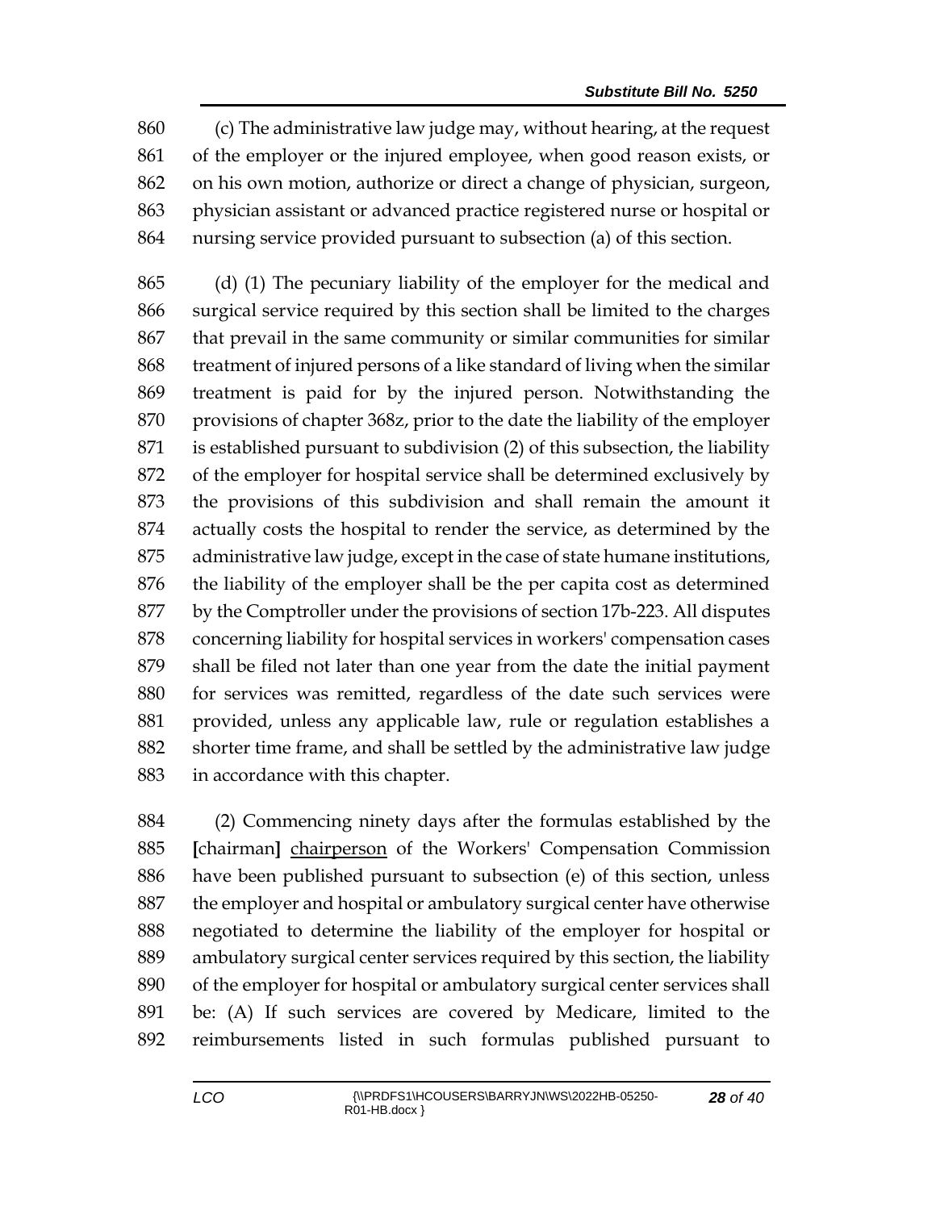860 (c) The administrative law judge may, without hearing, at the request
861 of the employer or the injured employee, when good reason exists, or
862 on his own motion, authorize or direct a change of physician, surgeon,
863 physician assistant or advanced practice registered nurse or hospital or
864 nursing service provided pursuant to subsection (a) of this section.

865 (d) (1) The pecuniary liability of the employer for the medical and
866 surgical service required by this section shall be limited to the charges
867 that prevail in the same community or similar communities for similar
868 treatment of injured persons of a like standard of living when the similar
869 treatment is paid for by the injured person. Notwithstanding the
870 provisions of chapter 368z, prior to the date the liability of the employer
871 is established pursuant to subdivision (2) of this subsection, the liability
872 of the employer for hospital service shall be determined exclusively by
873 the provisions of this subdivision and shall remain the amount it
874 actually costs the hospital to render the service, as determined by the
875 administrative law judge, except in the case of state humane institutions,
876 the liability of the employer shall be the per capita cost as determined
877 by the Comptroller under the provisions of section 17b-223. All disputes
878 concerning liability for hospital services in workers' compensation cases
879 shall be filed not later than one year from the date the initial payment
880 for services was remitted, regardless of the date such services were
881 provided, unless any applicable law, rule or regulation establishes a
882 shorter time frame, and shall be settled by the administrative law judge
883 in accordance with this chapter.

884 (2) Commencing ninety days after the formulas established by the
885 [chairman] <u>chairperson</u> of the Workers' Compensation Commission
886 have been published pursuant to subsection (e) of this section, unless
887 the employer and hospital or ambulatory surgical center have otherwise
888 negotiated to determine the liability of the employer for hospital or
889 ambulatory surgical center services required by this section, the liability
890 of the employer for hospital or ambulatory surgical center services shall
891 be: (A) If such services are covered by Medicare, limited to the
892 reimbursements listed in such formulas published pursuant to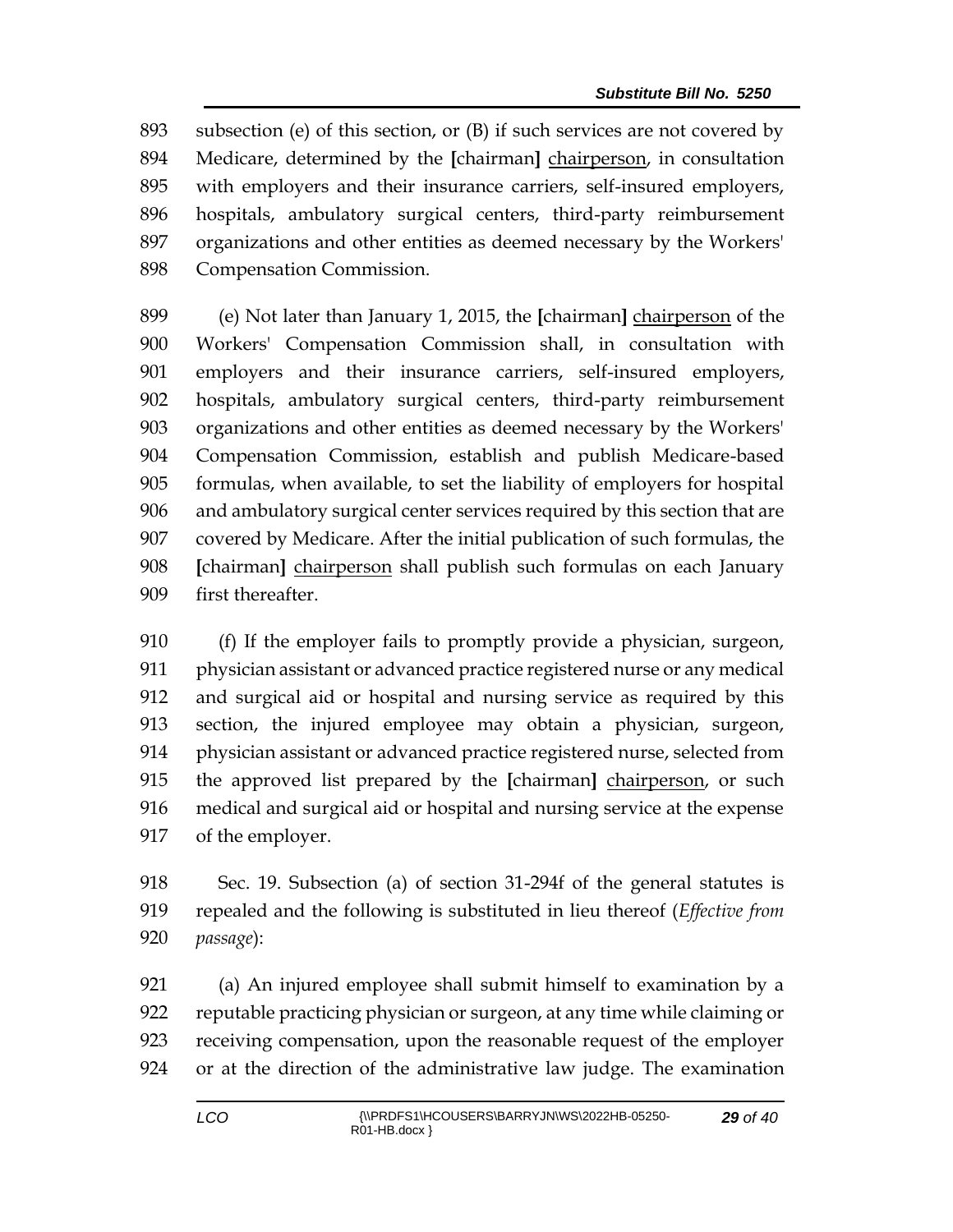893 subsection (e) of this section, or (B) if such services are not covered by
894 Medicare, determined by the [chairman] <u>chairperson</u>, in consultation
895 with employers and their insurance carriers, self-insured employers,
896 hospitals, ambulatory surgical centers, third-party reimbursement
897 organizations and other entities as deemed necessary by the Workers'
898 Compensation Commission.

899 (e) Not later than January 1, 2015, the [chairman] <u>chairperson</u> of the
900 Workers' Compensation Commission shall, in consultation with
901 employers and their insurance carriers, self-insured employers,
902 hospitals, ambulatory surgical centers, third-party reimbursement
903 organizations and other entities as deemed necessary by the Workers'
904 Compensation Commission, establish and publish Medicare-based
905 formulas, when available, to set the liability of employers for hospital
906 and ambulatory surgical center services required by this section that are
907 covered by Medicare. After the initial publication of such formulas, the
908 [chairman] <u>chairperson</u> shall publish such formulas on each January
909 first thereafter.

910 (f) If the employer fails to promptly provide a physician, surgeon,
911 physician assistant or advanced practice registered nurse or any medical
912 and surgical aid or hospital and nursing service as required by this
913 section, the injured employee may obtain a physician, surgeon,
914 physician assistant or advanced practice registered nurse, selected from
915 the approved list prepared by the [chairman] <u>chairperson</u>, or such
916 medical and surgical aid or hospital and nursing service at the expense
917 of the employer.

918 Sec. 19. Subsection (a) of section 31-294f of the general statutes is
919 repealed and the following is substituted in lieu thereof (*Effective from*
920 *passage*):

921 (a) An injured employee shall submit himself to examination by a
922 reputable practicing physician or surgeon, at any time while claiming or
923 receiving compensation, upon the reasonable request of the employer
924 or at the direction of the administrative law judge. The examination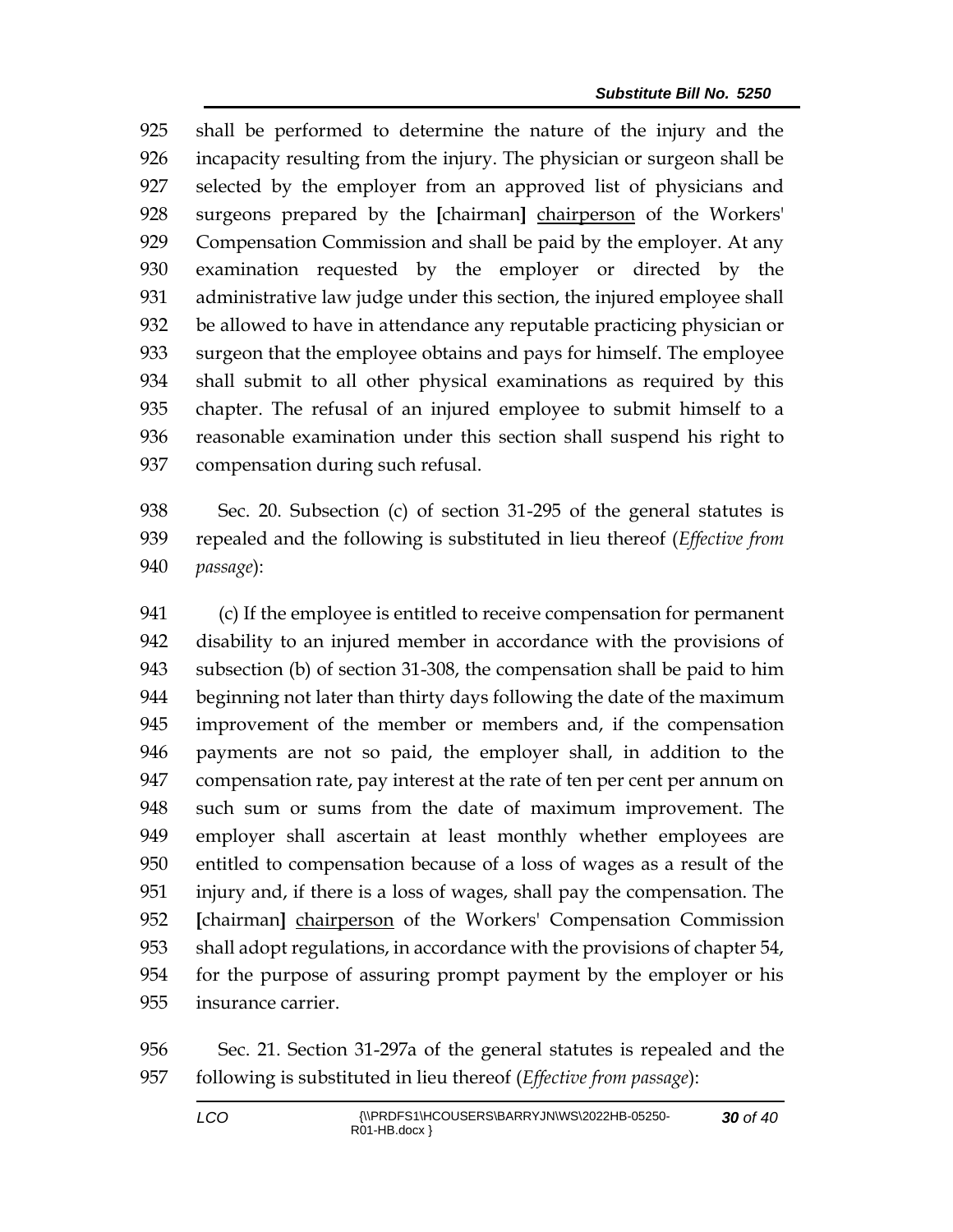shall be performed to determine the nature of the injury and the incapacity resulting from the injury. The physician or surgeon shall be selected by the employer from an approved list of physicians and surgeons prepared by the [chairman] <u>chairperson</u> of the Workers' Compensation Commission and shall be paid by the employer. At any examination requested by the employer or directed by the administrative law judge under this section, the injured employee shall be allowed to have in attendance any reputable practicing physician or surgeon that the employee obtains and pays for himself. The employee shall submit to all other physical examinations as required by this chapter. The refusal of an injured employee to submit himself to a reasonable examination under this section shall suspend his right to compensation during such refusal.

Sec. 20. Subsection (c) of section 31-295 of the general statutes is repealed and the following is substituted in lieu thereof (*Effective from passage*):

(c) If the employee is entitled to receive compensation for permanent disability to an injured member in accordance with the provisions of subsection (b) of section 31-308, the compensation shall be paid to him beginning not later than thirty days following the date of the maximum improvement of the member or members and, if the compensation payments are not so paid, the employer shall, in addition to the compensation rate, pay interest at the rate of ten per cent per annum on such sum or sums from the date of maximum improvement. The employer shall ascertain at least monthly whether employees are entitled to compensation because of a loss of wages as a result of the injury and, if there is a loss of wages, shall pay the compensation. The [chairman] <u>chairperson</u> of the Workers' Compensation Commission shall adopt regulations, in accordance with the provisions of chapter 54, for the purpose of assuring prompt payment by the employer or his insurance carrier.

Sec. 21. Section 31-297a of the general statutes is repealed and the following is substituted in lieu thereof (*Effective from passage*):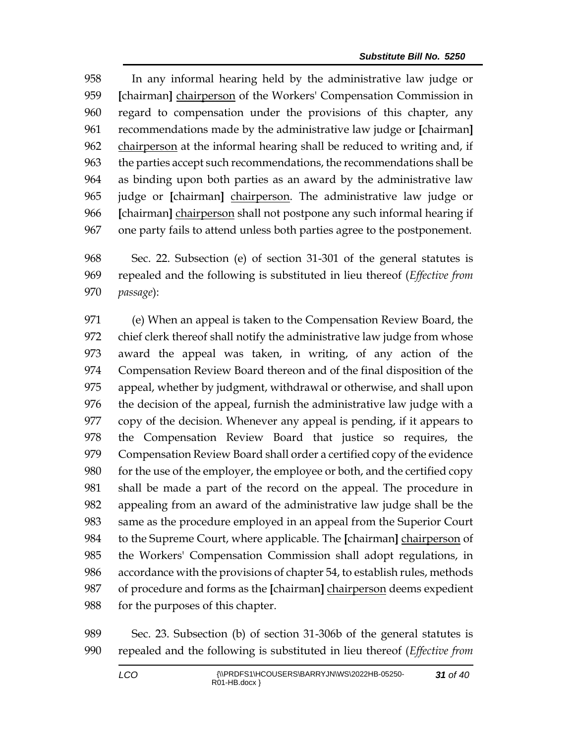In any informal hearing held by the administrative law judge or **[**chairman**]** <u>chairperson</u> of the Workers' Compensation Commission in regard to compensation under the provisions of this chapter, any recommendations made by the administrative law judge or **[**chairman**]** <u>chairperson</u> at the informal hearing shall be reduced to writing and, if the parties accept such recommendations, the recommendations shall be as binding upon both parties as an award by the administrative law judge or **[**chairman**]** <u>chairperson</u>. The administrative law judge or **[**chairman**]** <u>chairperson</u> shall not postpone any such informal hearing if one party fails to attend unless both parties agree to the postponement.

Sec. 22. Subsection (e) of section 31-301 of the general statutes is repealed and the following is substituted in lieu thereof (*Effective from passage*):

(e) When an appeal is taken to the Compensation Review Board, the chief clerk thereof shall notify the administrative law judge from whose award the appeal was taken, in writing, of any action of the Compensation Review Board thereon and of the final disposition of the appeal, whether by judgment, withdrawal or otherwise, and shall upon the decision of the appeal, furnish the administrative law judge with a copy of the decision. Whenever any appeal is pending, if it appears to the Compensation Review Board that justice so requires, the Compensation Review Board shall order a certified copy of the evidence for the use of the employer, the employee or both, and the certified copy shall be made a part of the record on the appeal. The procedure in appealing from an award of the administrative law judge shall be the same as the procedure employed in an appeal from the Superior Court to the Supreme Court, where applicable. The **[**chairman**]** <u>chairperson</u> of the Workers' Compensation Commission shall adopt regulations, in accordance with the provisions of chapter 54, to establish rules, methods of procedure and forms as the **[**chairman**]** <u>chairperson</u> deems expedient for the purposes of this chapter.

Sec. 23. Subsection (b) of section 31-306b of the general statutes is repealed and the following is substituted in lieu thereof (*Effective from*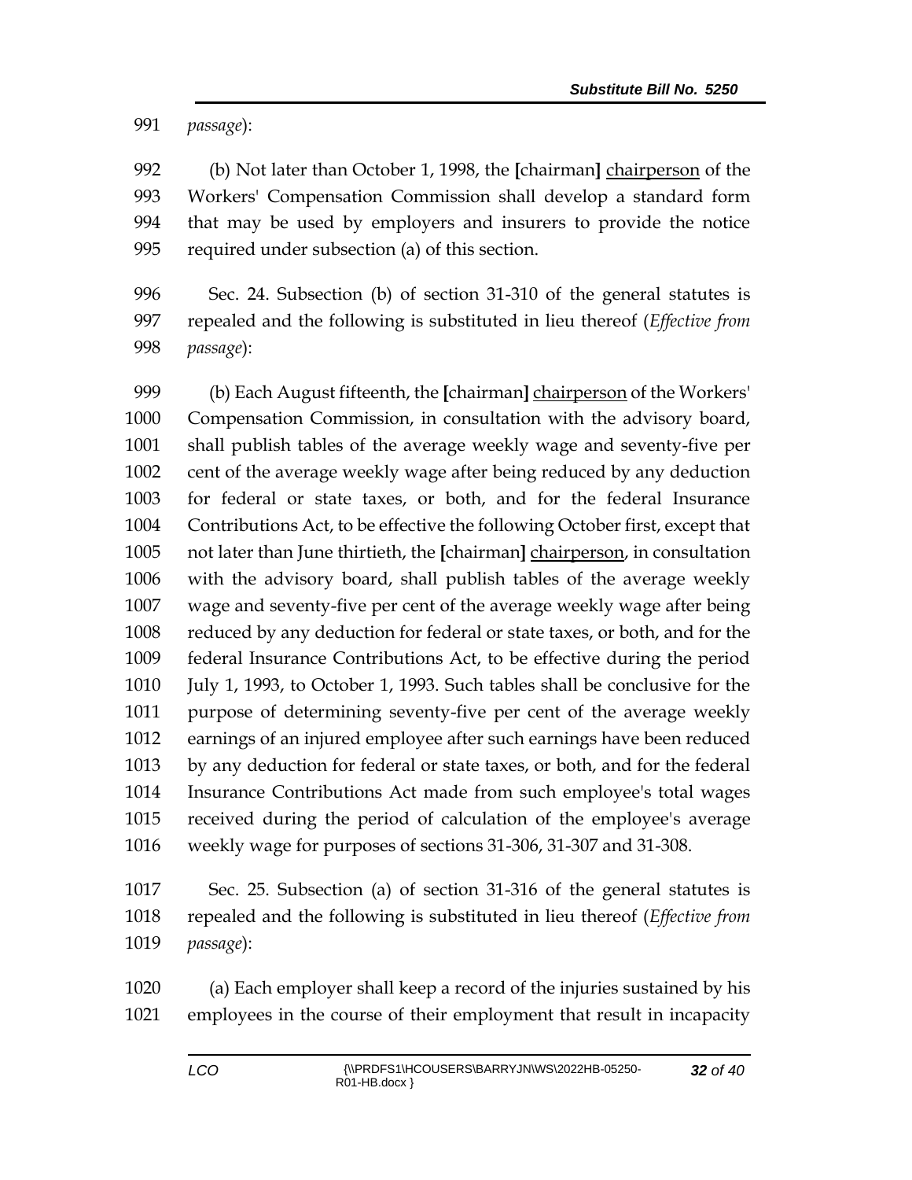991 *passage*):

992 (b) Not later than October 1, 1998, the [chairman] <u>chairperson</u> of the
993 Workers' Compensation Commission shall develop a standard form
994 that may be used by employers and insurers to provide the notice
995 required under subsection (a) of this section.

996 Sec. 24. Subsection (b) of section 31-310 of the general statutes is
997 repealed and the following is substituted in lieu thereof (*Effective from*
998 *passage*):

999 (b) Each August fifteenth, the [chairman] <u>chairperson</u> of the Workers'
1000 Compensation Commission, in consultation with the advisory board,
1001 shall publish tables of the average weekly wage and seventy-five per
1002 cent of the average weekly wage after being reduced by any deduction
1003 for federal or state taxes, or both, and for the federal Insurance
1004 Contributions Act, to be effective the following October first, except that
1005 not later than June thirtieth, the [chairman] <u>chairperson</u>, in consultation
1006 with the advisory board, shall publish tables of the average weekly
1007 wage and seventy-five per cent of the average weekly wage after being
1008 reduced by any deduction for federal or state taxes, or both, and for the
1009 federal Insurance Contributions Act, to be effective during the period
1010 July 1, 1993, to October 1, 1993. Such tables shall be conclusive for the
1011 purpose of determining seventy-five per cent of the average weekly
1012 earnings of an injured employee after such earnings have been reduced
1013 by any deduction for federal or state taxes, or both, and for the federal
1014 Insurance Contributions Act made from such employee's total wages
1015 received during the period of calculation of the employee's average
1016 weekly wage for purposes of sections 31-306, 31-307 and 31-308.

1017 Sec. 25. Subsection (a) of section 31-316 of the general statutes is
1018 repealed and the following is substituted in lieu thereof (*Effective from*
1019 *passage*):

1020 (a) Each employer shall keep a record of the injuries sustained by his
1021 employees in the course of their employment that result in incapacity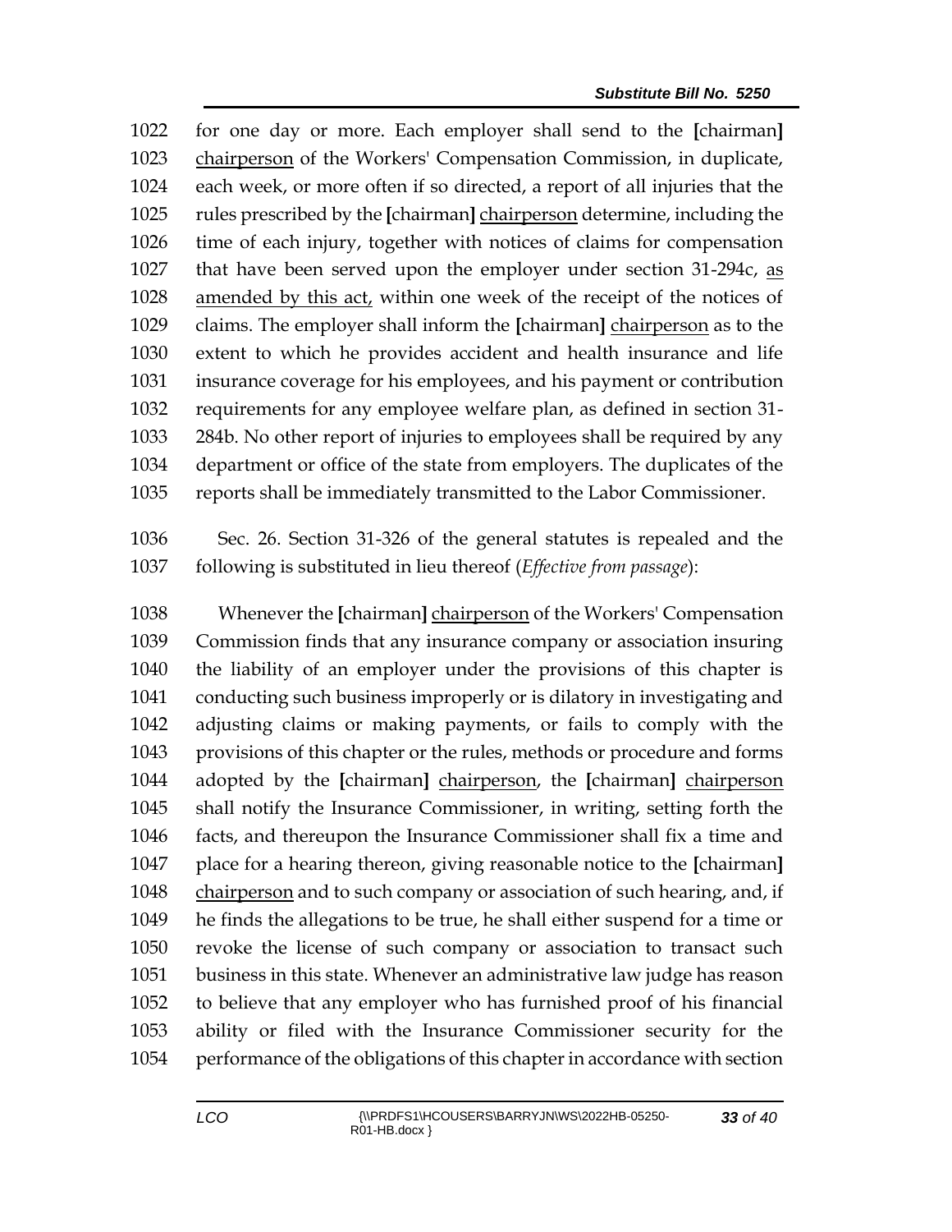for one day or more. Each employer shall send to the [chairman] chairperson of the Workers' Compensation Commission, in duplicate, each week, or more often if so directed, a report of all injuries that the rules prescribed by the [chairman] chairperson determine, including the time of each injury, together with notices of claims for compensation that have been served upon the employer under section 31-294c, as amended by this act, within one week of the receipt of the notices of claims. The employer shall inform the [chairman] chairperson as to the extent to which he provides accident and health insurance and life insurance coverage for his employees, and his payment or contribution requirements for any employee welfare plan, as defined in section 31-284b. No other report of injuries to employees shall be required by any department or office of the state from employers. The duplicates of the reports shall be immediately transmitted to the Labor Commissioner.

Sec. 26. Section 31-326 of the general statutes is repealed and the following is substituted in lieu thereof (*Effective from passage*):

Whenever the [chairman] chairperson of the Workers' Compensation Commission finds that any insurance company or association insuring the liability of an employer under the provisions of this chapter is conducting such business improperly or is dilatory in investigating and adjusting claims or making payments, or fails to comply with the provisions of this chapter or the rules, methods or procedure and forms adopted by the [chairman] chairperson, the [chairman] chairperson shall notify the Insurance Commissioner, in writing, setting forth the facts, and thereupon the Insurance Commissioner shall fix a time and place for a hearing thereon, giving reasonable notice to the [chairman] chairperson and to such company or association of such hearing, and, if he finds the allegations to be true, he shall either suspend for a time or revoke the license of such company or association to transact such business in this state. Whenever an administrative law judge has reason to believe that any employer who has furnished proof of his financial ability or filed with the Insurance Commissioner security for the performance of the obligations of this chapter in accordance with section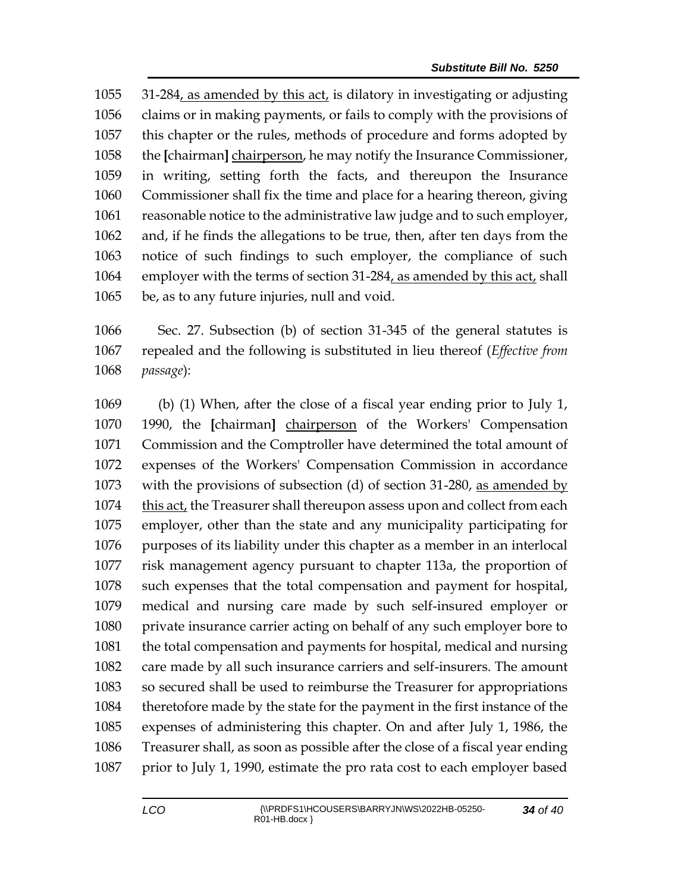1055 31-284, as amended by this act, is dilatory in investigating or adjusting
1056 claims or in making payments, or fails to comply with the provisions of
1057 this chapter or the rules, methods of procedure and forms adopted by
1058 the [chairman] chairperson, he may notify the Insurance Commissioner,
1059 in writing, setting forth the facts, and thereupon the Insurance
1060 Commissioner shall fix the time and place for a hearing thereon, giving
1061 reasonable notice to the administrative law judge and to such employer,
1062 and, if he finds the allegations to be true, then, after ten days from the
1063 notice of such findings to such employer, the compliance of such
1064 employer with the terms of section 31-284, as amended by this act, shall
1065 be, as to any future injuries, null and void.

1066 Sec. 27. Subsection (b) of section 31-345 of the general statutes is
1067 repealed and the following is substituted in lieu thereof (*Effective from*
1068 *passage*):

1069 (b) (1) When, after the close of a fiscal year ending prior to July 1,
1070 1990, the [chairman] chairperson of the Workers' Compensation
1071 Commission and the Comptroller have determined the total amount of
1072 expenses of the Workers' Compensation Commission in accordance
1073 with the provisions of subsection (d) of section 31-280, as amended by
1074 this act, the Treasurer shall thereupon assess upon and collect from each
1075 employer, other than the state and any municipality participating for
1076 purposes of its liability under this chapter as a member in an interlocal
1077 risk management agency pursuant to chapter 113a, the proportion of
1078 such expenses that the total compensation and payment for hospital,
1079 medical and nursing care made by such self-insured employer or
1080 private insurance carrier acting on behalf of any such employer bore to
1081 the total compensation and payments for hospital, medical and nursing
1082 care made by all such insurance carriers and self-insurers. The amount
1083 so secured shall be used to reimburse the Treasurer for appropriations
1084 theretofore made by the state for the payment in the first instance of the
1085 expenses of administering this chapter. On and after July 1, 1986, the
1086 Treasurer shall, as soon as possible after the close of a fiscal year ending
1087 prior to July 1, 1990, estimate the pro rata cost to each employer based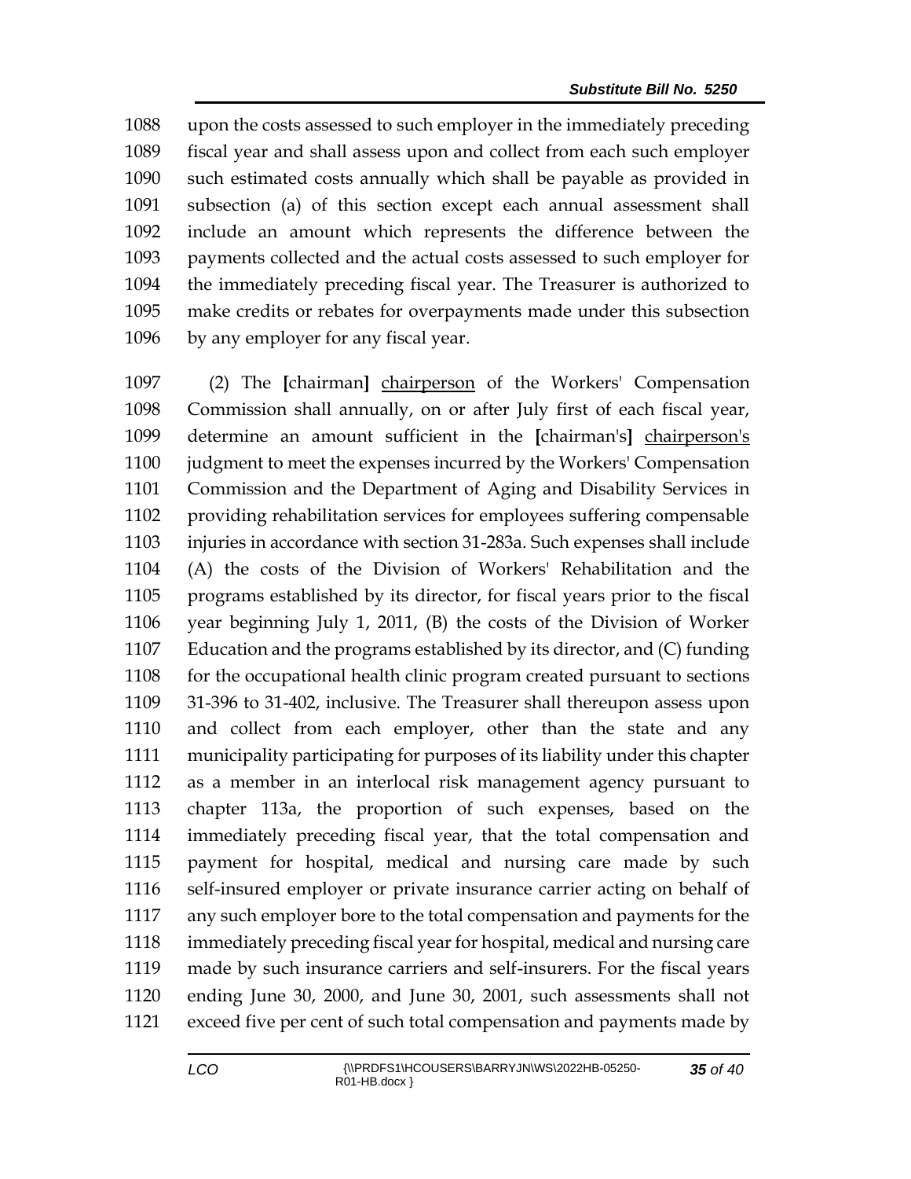upon the costs assessed to such employer in the immediately preceding fiscal year and shall assess upon and collect from each such employer such estimated costs annually which shall be payable as provided in subsection (a) of this section except each annual assessment shall include an amount which represents the difference between the payments collected and the actual costs assessed to such employer for the immediately preceding fiscal year. The Treasurer is authorized to make credits or rebates for overpayments made under this subsection by any employer for any fiscal year.

(2) The [chairman] chairperson of the Workers' Compensation Commission shall annually, on or after July first of each fiscal year, determine an amount sufficient in the [chairman's] chairperson's judgment to meet the expenses incurred by the Workers' Compensation Commission and the Department of Aging and Disability Services in providing rehabilitation services for employees suffering compensable injuries in accordance with section 31-283a. Such expenses shall include (A) the costs of the Division of Workers' Rehabilitation and the programs established by its director, for fiscal years prior to the fiscal year beginning July 1, 2011, (B) the costs of the Division of Worker Education and the programs established by its director, and (C) funding for the occupational health clinic program created pursuant to sections 31-396 to 31-402, inclusive. The Treasurer shall thereupon assess upon and collect from each employer, other than the state and any municipality participating for purposes of its liability under this chapter as a member in an interlocal risk management agency pursuant to chapter 113a, the proportion of such expenses, based on the immediately preceding fiscal year, that the total compensation and payment for hospital, medical and nursing care made by such self-insured employer or private insurance carrier acting on behalf of any such employer bore to the total compensation and payments for the immediately preceding fiscal year for hospital, medical and nursing care made by such insurance carriers and self-insurers. For the fiscal years ending June 30, 2000, and June 30, 2001, such assessments shall not exceed five per cent of such total compensation and payments made by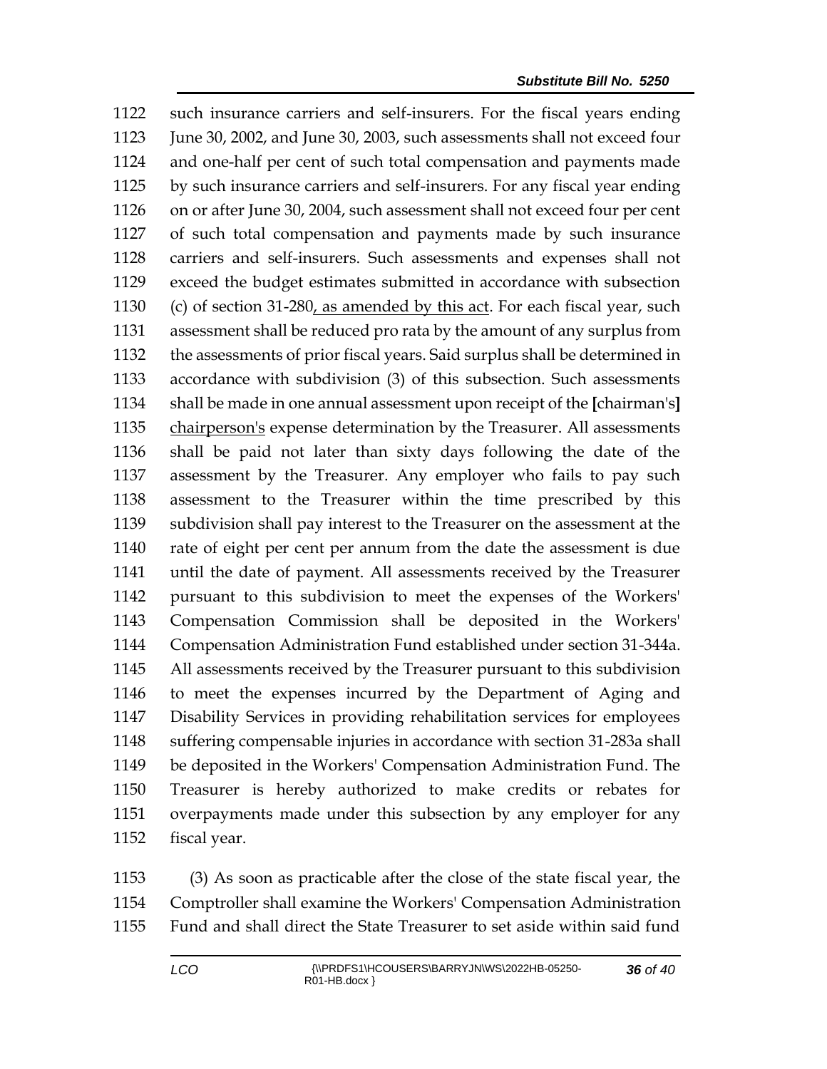such insurance carriers and self-insurers. For the fiscal years ending June 30, 2002, and June 30, 2003, such assessments shall not exceed four and one-half per cent of such total compensation and payments made by such insurance carriers and self-insurers. For any fiscal year ending on or after June 30, 2004, such assessment shall not exceed four per cent of such total compensation and payments made by such insurance carriers and self-insurers. Such assessments and expenses shall not exceed the budget estimates submitted in accordance with subsection (c) of section 31-280, as amended by this act. For each fiscal year, such assessment shall be reduced pro rata by the amount of any surplus from the assessments of prior fiscal years. Said surplus shall be determined in accordance with subdivision (3) of this subsection. Such assessments shall be made in one annual assessment upon receipt of the **[**chairman's**]** chairperson's expense determination by the Treasurer. All assessments shall be paid not later than sixty days following the date of the assessment by the Treasurer. Any employer who fails to pay such assessment to the Treasurer within the time prescribed by this subdivision shall pay interest to the Treasurer on the assessment at the rate of eight per cent per annum from the date the assessment is due until the date of payment. All assessments received by the Treasurer pursuant to this subdivision to meet the expenses of the Workers' Compensation Commission shall be deposited in the Workers' Compensation Administration Fund established under section 31-344a. All assessments received by the Treasurer pursuant to this subdivision to meet the expenses incurred by the Department of Aging and Disability Services in providing rehabilitation services for employees suffering compensable injuries in accordance with section 31-283a shall be deposited in the Workers' Compensation Administration Fund. The Treasurer is hereby authorized to make credits or rebates for overpayments made under this subsection by any employer for any fiscal year.

(3) As soon as practicable after the close of the state fiscal year, the Comptroller shall examine the Workers' Compensation Administration Fund and shall direct the State Treasurer to set aside within said fund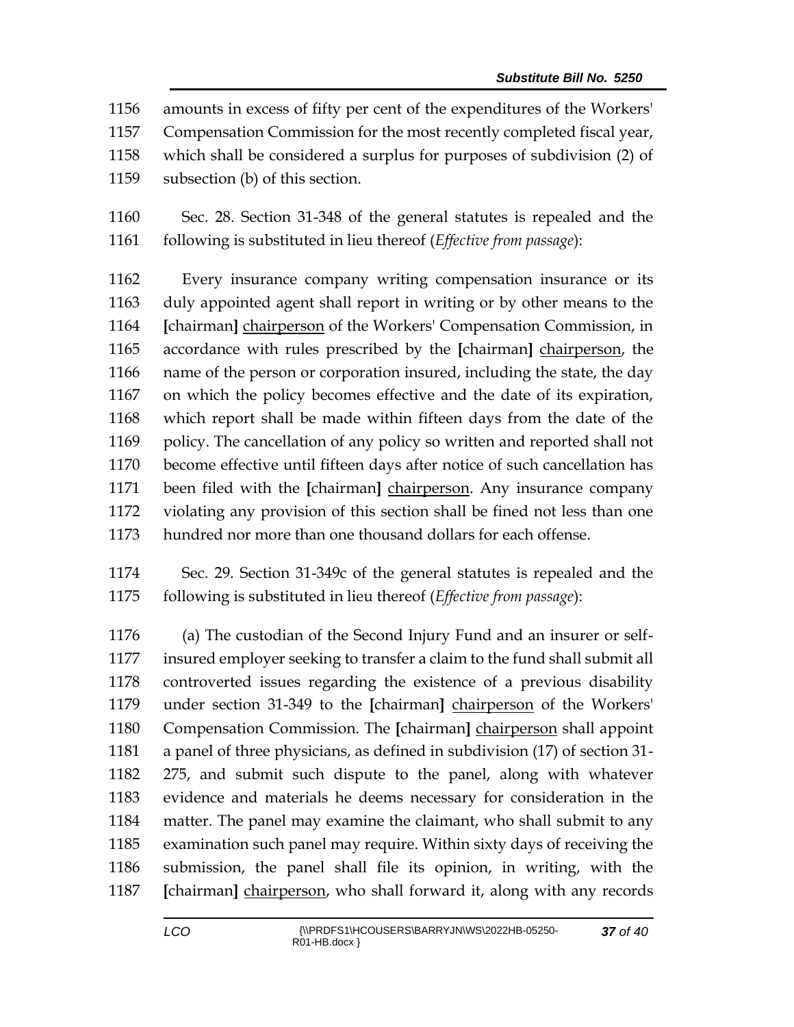amounts in excess of fifty per cent of the expenditures of the Workers' Compensation Commission for the most recently completed fiscal year, which shall be considered a surplus for purposes of subdivision (2) of subsection (b) of this section.

Sec. 28. Section 31-348 of the general statutes is repealed and the following is substituted in lieu thereof (*Effective from passage*):

Every insurance company writing compensation insurance or its duly appointed agent shall report in writing or by other means to the **[**chairman**]** chairperson of the Workers' Compensation Commission, in accordance with rules prescribed by the **[**chairman**]** chairperson, the name of the person or corporation insured, including the state, the day on which the policy becomes effective and the date of its expiration, which report shall be made within fifteen days from the date of the policy. The cancellation of any policy so written and reported shall not become effective until fifteen days after notice of such cancellation has been filed with the **[**chairman**]** chairperson. Any insurance company violating any provision of this section shall be fined not less than one hundred nor more than one thousand dollars for each offense.

Sec. 29. Section 31-349c of the general statutes is repealed and the following is substituted in lieu thereof (*Effective from passage*):

(a) The custodian of the Second Injury Fund and an insurer or self-insured employer seeking to transfer a claim to the fund shall submit all controverted issues regarding the existence of a previous disability under section 31-349 to the **[**chairman**]** chairperson of the Workers' Compensation Commission. The **[**chairman**]** chairperson shall appoint a panel of three physicians, as defined in subdivision (17) of section 31-275, and submit such dispute to the panel, along with whatever evidence and materials he deems necessary for consideration in the matter. The panel may examine the claimant, who shall submit to any examination such panel may require. Within sixty days of receiving the submission, the panel shall file its opinion, in writing, with the **[**chairman**]** chairperson, who shall forward it, along with any records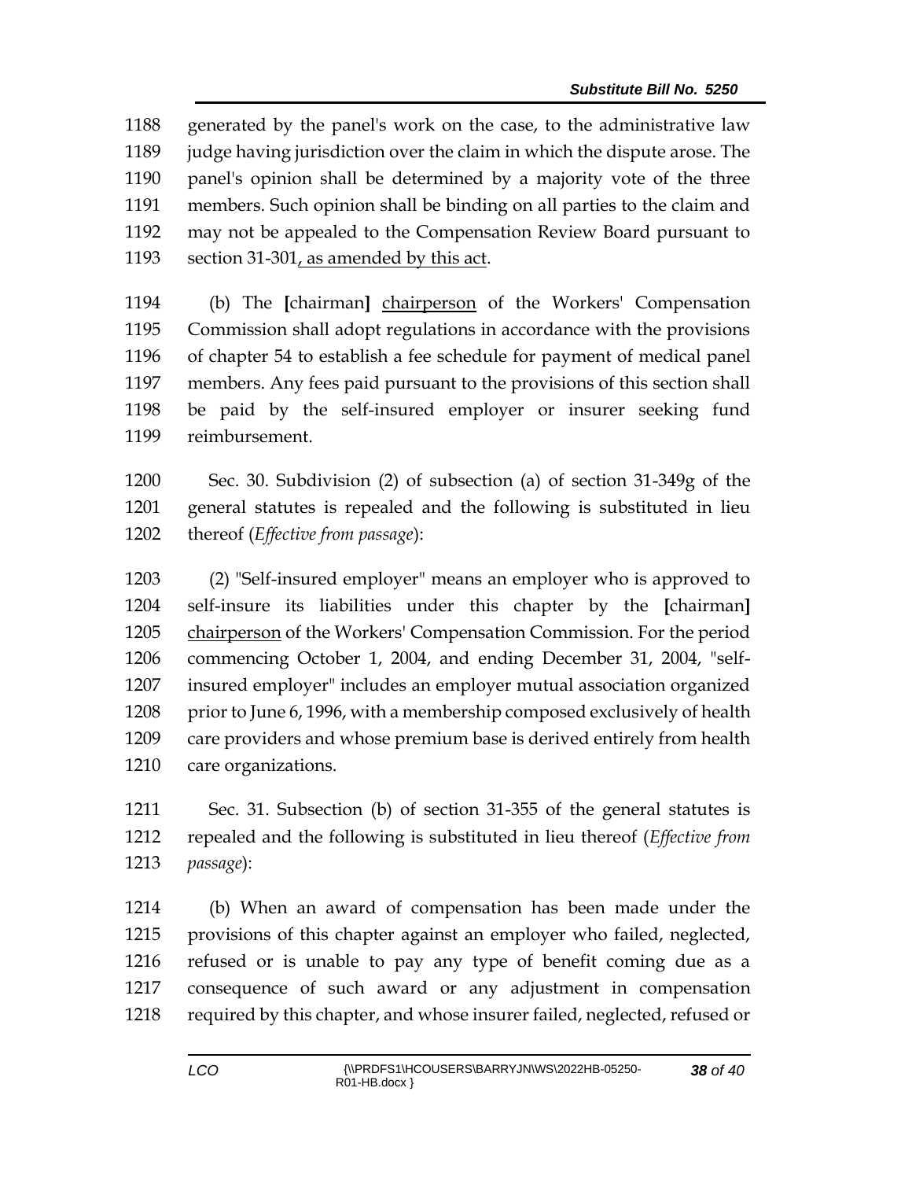1188 generated by the panel's work on the case, to the administrative law
1189 judge having jurisdiction over the claim in which the dispute arose. The
1190 panel's opinion shall be determined by a majority vote of the three
1191 members. Such opinion shall be binding on all parties to the claim and
1192 may not be appealed to the Compensation Review Board pursuant to
1193 section 31-301<u>, as amended by this act</u>.

1194 (b) The **[**chairman**]** <u>chairperson</u> of the Workers' Compensation
1195 Commission shall adopt regulations in accordance with the provisions
1196 of chapter 54 to establish a fee schedule for payment of medical panel
1197 members. Any fees paid pursuant to the provisions of this section shall
1198 be paid by the self-insured employer or insurer seeking fund
1199 reimbursement.

1200 Sec. 30. Subdivision (2) of subsection (a) of section 31-349g of the
1201 general statutes is repealed and the following is substituted in lieu
1202 thereof (*Effective from passage*):

1203 (2) "Self-insured employer" means an employer who is approved to
1204 self-insure its liabilities under this chapter by the **[**chairman**]**
1205 <u>chairperson</u> of the Workers' Compensation Commission. For the period
1206 commencing October 1, 2004, and ending December 31, 2004, "self-
1207 insured employer" includes an employer mutual association organized
1208 prior to June 6, 1996, with a membership composed exclusively of health
1209 care providers and whose premium base is derived entirely from health
1210 care organizations.

1211 Sec. 31. Subsection (b) of section 31-355 of the general statutes is
1212 repealed and the following is substituted in lieu thereof (*Effective from*
1213 *passage*):

1214 (b) When an award of compensation has been made under the
1215 provisions of this chapter against an employer who failed, neglected,
1216 refused or is unable to pay any type of benefit coming due as a
1217 consequence of such award or any adjustment in compensation
1218 required by this chapter, and whose insurer failed, neglected, refused or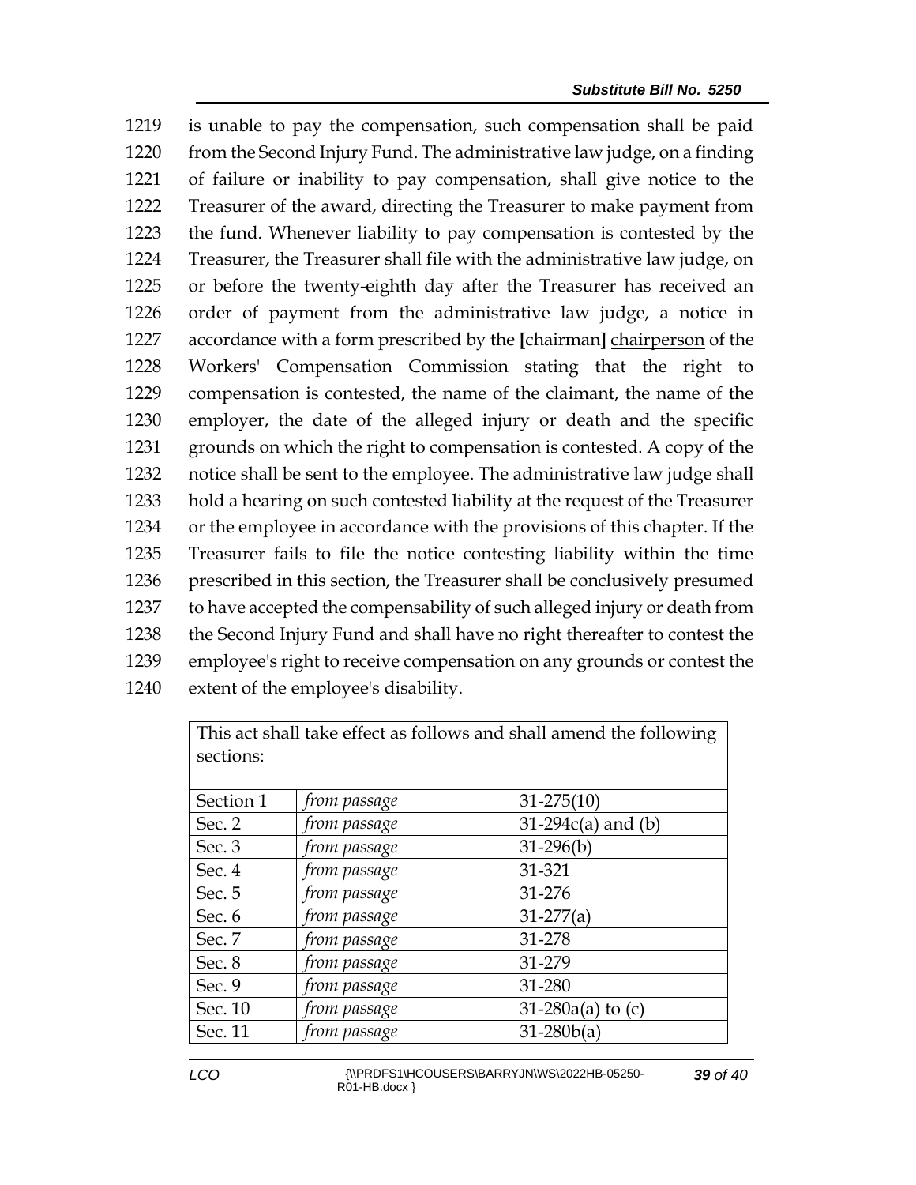1219 is unable to pay the compensation, such compensation shall be paid
1220 from the Second Injury Fund. The administrative law judge, on a finding
1221 of failure or inability to pay compensation, shall give notice to the
1222 Treasurer of the award, directing the Treasurer to make payment from
1223 the fund. Whenever liability to pay compensation is contested by the
1224 Treasurer, the Treasurer shall file with the administrative law judge, on
1225 or before the twenty-eighth day after the Treasurer has received an
1226 order of payment from the administrative law judge, a notice in
1227 accordance with a form prescribed by the **[**chairman**]** <u>chairperson</u> of the
1228 Workers' Compensation Commission stating that the right to
1229 compensation is contested, the name of the claimant, the name of the
1230 employer, the date of the alleged injury or death and the specific
1231 grounds on which the right to compensation is contested. A copy of the
1232 notice shall be sent to the employee. The administrative law judge shall
1233 hold a hearing on such contested liability at the request of the Treasurer
1234 or the employee in accordance with the provisions of this chapter. If the
1235 Treasurer fails to file the notice contesting liability within the time
1236 prescribed in this section, the Treasurer shall be conclusively presumed
1237 to have accepted the compensability of such alleged injury or death from
1238 the Second Injury Fund and shall have no right thereafter to contest the
1239 employee's right to receive compensation on any grounds or contest the
1240 extent of the employee's disability.

| This act shall take effect as follows and shall amend the following sections: | | |
|---|---|---|
| Section 1 | *from passage* | 31-275(10) |
| Sec. 2 | *from passage* | 31-294c(a) and (b) |
| Sec. 3 | *from passage* | 31-296(b) |
| Sec. 4 | *from passage* | 31-321 |
| Sec. 5 | *from passage* | 31-276 |
| Sec. 6 | *from passage* | 31-277(a) |
| Sec. 7 | *from passage* | 31-278 |
| Sec. 8 | *from passage* | 31-279 |
| Sec. 9 | *from passage* | 31-280 |
| Sec. 10 | *from passage* | 31-280a(a) to (c) |
| Sec. 11 | *from passage* | 31-280b(a) |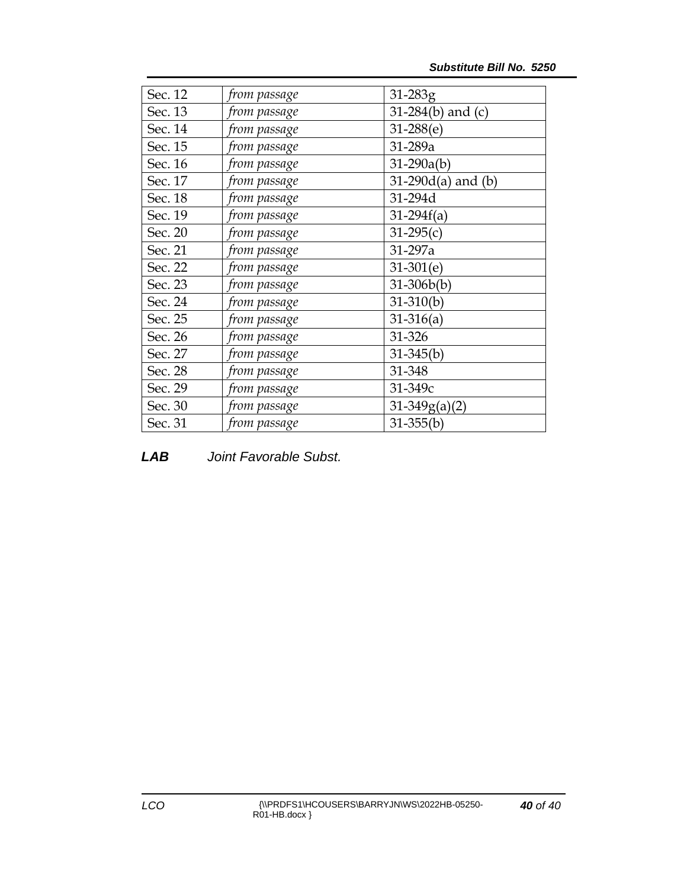| | | |
|---|---|---|
| Sec. 12 | *from passage* | 31-283g |
| Sec. 13 | *from passage* | 31-284(b) and (c) |
| Sec. 14 | *from passage* | 31-288(e) |
| Sec. 15 | *from passage* | 31-289a |
| Sec. 16 | *from passage* | 31-290a(b) |
| Sec. 17 | *from passage* | 31-290d(a) and (b) |
| Sec. 18 | *from passage* | 31-294d |
| Sec. 19 | *from passage* | 31-294f(a) |
| Sec. 20 | *from passage* | 31-295(c) |
| Sec. 21 | *from passage* | 31-297a |
| Sec. 22 | *from passage* | 31-301(e) |
| Sec. 23 | *from passage* | 31-306b(b) |
| Sec. 24 | *from passage* | 31-310(b) |
| Sec. 25 | *from passage* | 31-316(a) |
| Sec. 26 | *from passage* | 31-326 |
| Sec. 27 | *from passage* | 31-345(b) |
| Sec. 28 | *from passage* | 31-348 |
| Sec. 29 | *from passage* | 31-349c |
| Sec. 30 | *from passage* | 31-349g(a)(2) |
| Sec. 31 | *from passage* | 31-355(b) |

***LAB*** *Joint Favorable Subst.*